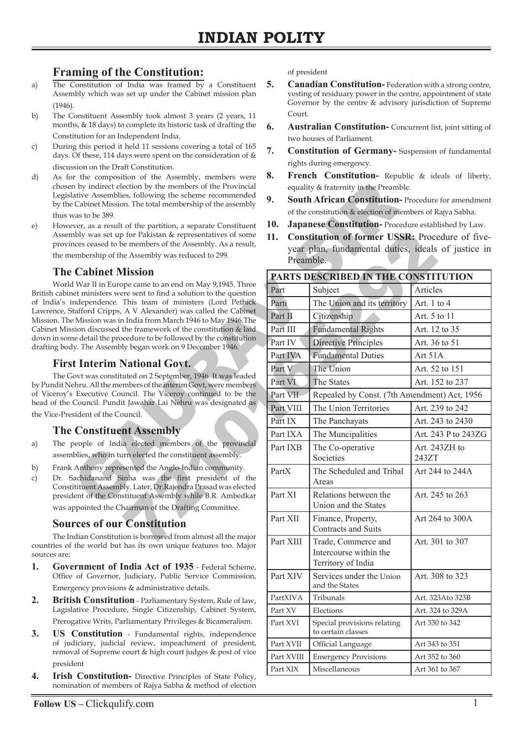# INDIAN POLITY

## Framing of the Constitution:

a) The Constitution of India was framed by a Constituent Assembly which was set up under the Cabinet mission plan (1946).

b) The Constituent Assembly took almost 3 years (2 years, 11 months, & 18 days) to complete its historic task of drafting the Constitution for an Independent India.

c) During this period it held 11 sessions covering a total of 165 days. Of these, 114 days were spent on the consideration of & discussion on the Draft Constitution.

d) As for the composition of the Assembly, members were chosen by indirect election by the members of the Provincial Legislative Assemblies, following the scheme recommended by the Cabinet Mission. The total membership of the assembly thus was to be 389.

e) However, as a result of the partition, a separate Constituent Assembly was set up for Pakistan & representatives of some provinces ceased to be members of the Assembly. As a result, the membership of the Assembly was reduced to 299.

## The Cabinet Mission

World War II in Europe came to an end on May 9,1945. Three British cabinet ministers were sent to find a solution to the question of India's independence. This team of ministers (Lord Pethick Lawrence, Stafford Cripps, A V Alexander) was called the Cabinet Mission. The Mission was in India from March 1946 to May 1946.The Cabinet Mission discussed the framework of the constitution & laid down in some detail the procedure to be followed by the constitution drafting body. The Assembly began work on 9 December 1946.

## First Interim National Govt.

The Govt was constituted on 2 September, 1946. It was leaded by Pundit Nehru. All the members of the interim Govt, were members of Viceroy's Executive Council. The Viceroy continued to be the head of the Council. Pundit Jawahar Lai Nehru was designated as the Vice-President of the Council.

## The Constituent Assembly

a) The people of India elected members of the provincial assemblies, who in turn elected the constituent assembly.

b) Frank Anthony represented the Anglo-Indian community.

c) Dr. Sachidanand Sinha was the first president of the Constitutent Assembly. Later, Dr.Rajendra Prasad was elected president of the Constituent Assembly while B.R. Ambedkar was appointed the Chairman of the Drafting Committee.

## Sources of our Constitution

The Indian Constitution is borrowed from almost all the major countries of the world but has its own unique features too. Major sources are:

1. **Government of India Act of 1935** - Federal Scheme, Office of Governor, Judiciary, Public Service Commission, Emergency provisions & administrative details.
2. **British Constitution** - Parliamentary System, Rule of law, Legislative Procedure, Single Citizenship, Cabinet System, Prerogative Writs, Parliamentary Privileges & Bicameralism.
3. **US Constitution** - Fundamental rights, independence of judiciary, judicial review, impeachment of president, removal of Supreme court & high court judges & post of vice president
4. **Irish Constitution-** Directive Principles of State Policy, nomination of members of Rajya Sabha & method of election of president
5. **Canadian Constitution-** Federation with a strong centre, vesting of residuary power in the centre, appointment of state Governor by the centre & advisory jurisdiction of Supreme Court.
6. **Australian Constitution-** Concurrent list, joint sitting of two houses of Parliament.
7. **Constitution of Germany-** Suspension of fundamental rights during emergency.
8. **French Constitution-** Republic & ideals of liberty, equality & fraternity in the Preamble.
9. **South African Constitution-** Procedure for amendment of the constitution & election of members of Rajya Sabha.
10. **Japanese Constitution-** Procedure established by Law.
11. **Constitution of former USSR:** Procedure of five-year plan, fundamental duties, ideals of justice in Preamble.

| PARTS DESCRIBED IN THE CONSTITUTION | | |
|---|---|---|
| Part | Subject | Articles |
| Parti | The Union and its territory | Art. 1 to 4 |
| Part II | Citizenship | Art. 5 to 11 |
| Part III | Fundamental Rights | Art. 12 to 35 |
| Part IV | Directive Principles | Art. 36 to 51 |
| Part IVA | Fundamental Duties | Art 51A |
| Part V | The Union | Art. 52 to 151 |
| Part VI | The States | Art. 152 to 237 |
| Part VII | Repealed by Const. (7th Amendment) Act, 1956 | |
| Part VIII | The Union Territories | Art. 239 to 242 |
| Part IX | The Panchayats | Art. 243 to 2430 |
| Part IXA | The Muncipalities | Art. 243 P to 243ZG |
| Part IXB | The Co-operative Societies | Art. 243ZH to 243ZT |
| PartX | The Scheduled and Tribal Areas | Art 244 to 244A |
| Part XI | Relations between the Union and the States | Art. 245 to 263 |
| Part XII | Finance, Property, Contracts and Suits | Art 264 to 300A |
| Part XIII | Trade, Commerce and Intercourse within the Territory of India | Art. 301 to 307 |
| Part XIV | Services under the Union and the States | Art. 308 to 323 |
| PartXIVA | Tribunals | Art. 323Ato 323B |
| Part XV | Elections | Art. 324 to 329A |
| Part XVI | Special provisions relating to certain classes | Art 330 to 342 |
| Part XVII | Official Language | Art 343 to 351 |
| Part XVIII | Emergency Provisions | Art 352 to 360 |
| Part XIX | Miscellaneous | Art 361 to 367 |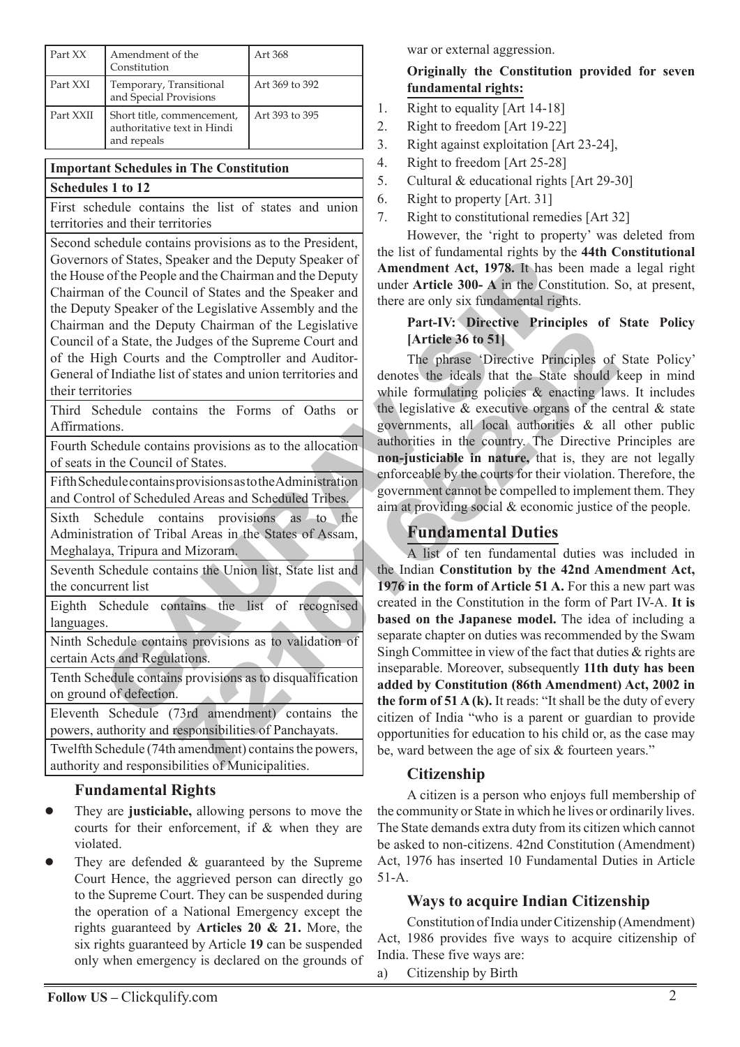| Part XX | Amendment of the Constitution | Art 368 |
|---|---|---|
| Part XXI | Temporary, Transitional and Special Provisions | Art 369 to 392 |
| Part XXII | Short title, commencement, authoritative text in Hindi and repeals | Art 393 to 395 |

| Important Schedules in The Constitution |
|---|
| **Schedules 1 to 12** |
| First schedule contains the list of states and union territories and their territories |
| Second schedule contains provisions as to the President, Governors of States, Speaker and the Deputy Speaker of the House of the People and the Chairman and the Deputy Chairman of the Council of States and the Speaker and the Deputy Speaker of the Legislative Assembly and the Chairman and the Deputy Chairman of the Legislative Council of a State, the Judges of the Supreme Court and of the High Courts and the Comptroller and Auditor-General of Indiathe list of states and union territories and their territories |
| Third Schedule contains the Forms of Oaths or Affirmations. |
| Fourth Schedule contains provisions as to the allocation of seats in the Council of States. |
| Fifth Schedule contains provisions as to the Administration and Control of Scheduled Areas and Scheduled Tribes. |
| Sixth Schedule contains provisions as to the Administration of Tribal Areas in the States of Assam, Meghalaya, Tripura and Mizoram. |
| Seventh Schedule contains the Union list, State list and the concurrent list |
| Eighth Schedule contains the list of recognised languages. |
| Ninth Schedule contains provisions as to validation of certain Acts and Regulations. |
| Tenth Schedule contains provisions as to disqualification on ground of defection. |
| Eleventh Schedule (73rd amendment) contains the powers, authority and responsibilities of Panchayats. |
| Twelfth Schedule (74th amendment) contains the powers, authority and responsibilities of Municipalities. |

### Fundamental Rights

- They are **justiciable,** allowing persons to move the courts for their enforcement, if & when they are violated.
- They are defended & guaranteed by the Supreme Court Hence, the aggrieved person can directly go to the Supreme Court. They can be suspended during the operation of a National Emergency except the rights guaranteed by **Articles 20 & 21.** More, the six rights guaranteed by Article **19** can be suspended only when emergency is declared on the grounds of war or external aggression.

**Originally the Constitution provided for seven fundamental rights:**

1. Right to equality [Art 14-18]
2. Right to freedom [Art 19-22]
3. Right against exploitation [Art 23-24],
4. Right to freedom [Art 25-28]
5. Cultural & educational rights [Art 29-30]
6. Right to property [Art. 31]
7. Right to constitutional remedies [Art 32]

However, the 'right to property' was deleted from the list of fundamental rights by the **44th Constitutional Amendment Act, 1978.** It has been made a legal right under **Article 300- A** in the Constitution. So, at present, there are only six fundamental rights.

**Part-IV: Directive Principles of State Policy [Article 36 to 51]**

The phrase 'Directive Principles of State Policy' denotes the ideals that the State should keep in mind while formulating policies & enacting laws. It includes the legislative & executive organs of the central & state governments, all local authorities & all other public authorities in the country. The Directive Principles are **non-justiciable in nature,** that is, they are not legally enforceable by the courts for their violation. Therefore, the government cannot be compelled to implement them. They aim at providing social & economic justice of the people.

## Fundamental Duties

A list of ten fundamental duties was included in the Indian **Constitution by the 42nd Amendment Act, 1976 in the form of Article 51 A.** For this a new part was created in the Constitution in the form of Part IV-A. **It is based on the Japanese model.** The idea of including a separate chapter on duties was recommended by the Swam Singh Committee in view of the fact that duties & rights are inseparable. Moreover, subsequently **11th duty has been added by Constitution (86th Amendment) Act, 2002 in the form of 51 A (k).** It reads: "It shall be the duty of every citizen of India "who is a parent or guardian to provide opportunities for education to his child or, as the case may be, ward between the age of six & fourteen years."

### Citizenship

A citizen is a person who enjoys full membership of the community or State in which he lives or ordinarily lives. The State demands extra duty from its citizen which cannot be asked to non-citizens. 42nd Constitution (Amendment) Act, 1976 has inserted 10 Fundamental Duties in Article 51-A.

### Ways to acquire Indian Citizenship

Constitution of India under Citizenship (Amendment) Act, 1986 provides five ways to acquire citizenship of India. These five ways are:

a) Citizenship by Birth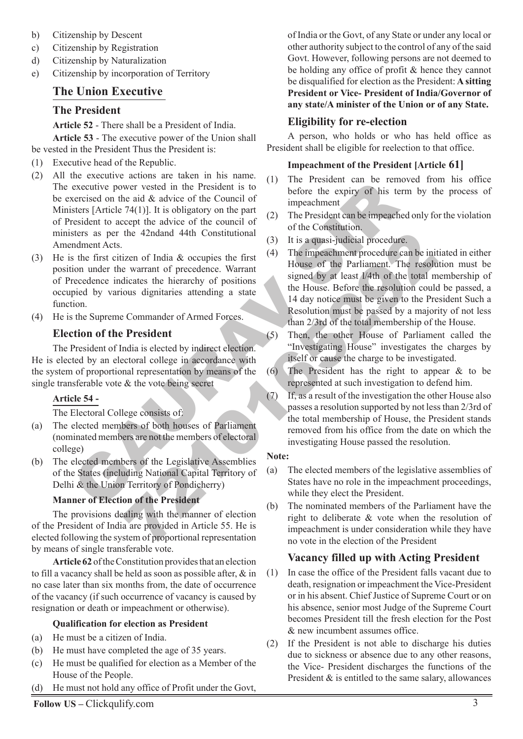b) Citizenship by Descent
c) Citizenship by Registration
d) Citizenship by Naturalization
e) Citizenship by incorporation of Territory

# The Union Executive

## The President

**Article 52** - There shall be a President of India.

**Article 53** - The executive power of the Union shall be vested in the President Thus the President is:

(1) Executive head of the Republic.

(2) All the executive actions are taken in his name. The executive power vested in the President is to be exercised on the aid & advice of the Council of Ministers [Article 74(1)]. It is obligatory on the part of President to accept the advice of the council of ministers as per the 42ndand 44th Constitutional Amendment Acts.

(3) He is the first citizen of India & occupies the first position under the warrant of precedence. Warrant of Precedence indicates the hierarchy of positions occupied by various dignitaries attending a state function.

(4) He is the Supreme Commander of Armed Forces.

## Election of the President

The President of India is elected by indirect election. He is elected by an electoral college in accordance with the system of proportional representation by means of the single transferable vote & the vote being secret

### Article 54 -

The Electoral College consists of:

(a) The elected members of both houses of Parliament (nominated members are not the members of electoral college)

(b) The elected members of the Legislative Assemblies of the States (including National Capital Territory of Delhi & the Union Territory of Pondicherry)

#### Manner of Election of the President

The provisions dealing with the manner of election of the President of India are provided in Article 55. He is elected following the system of proportional representation by means of single transferable vote.

**Article 62** of the Constitution provides that an election to fill a vacancy shall be held as soon as possible after, & in no case later than six months from, the date of occurrence of the vacancy (if such occurrence of vacancy is caused by resignation or death or impeachment or otherwise).

#### Qualification for election as President

(a) He must be a citizen of India.

(b) He must have completed the age of 35 years.

(c) He must be qualified for election as a Member of the House of the People.

(d) He must not hold any office of Profit under the Govt, of India or the Govt, of any State or under any local or other authority subject to the control of any of the said Govt. However, following persons are not deemed to be holding any office of profit & hence they cannot be disqualified for election as the President: **A sitting President or Vice- President of India/Governor of any state/A minister of the Union or of any State.**

## Eligibility for re-election

A person, who holds or who has held office as President shall be eligible for reelection to that office.

#### Impeachment of the President [Article 61]

(1) The President can be removed from his office before the expiry of his term by the process of impeachment

(2) The President can be impeached only for the violation of the Constitution.

(3) It is a quasi-judicial procedure.

(4) The impeachment procedure can be initiated in either House of the Parliament. The resolution must be signed by at least 1/4th of the total membership of the House. Before the resolution could be passed, a 14 day notice must be given to the President Such a Resolution must be passed by a majority of not less than 2/3rd of the total membership of the House.

(5) Then, the other House of Parliament called the "Investigating House" investigates the charges by itself or cause the charge to be investigated.

(6) The President has the right to appear & to be represented at such investigation to defend him.

(7) If, as a result of the investigation the other House also passes a resolution supported by not less than 2/3rd of the total membership of House, the President stands removed from his office from the date on which the investigating House passed the resolution.

**Note:**

(a) The elected members of the legislative assemblies of States have no role in the impeachment proceedings, while they elect the President.

(b) The nominated members of the Parliament have the right to deliberate & vote when the resolution of impeachment is under consideration while they have no vote in the election of the President

## Vacancy filled up with Acting President

(1) In case the office of the President falls vacant due to death, resignation or impeachment the Vice-President or in his absent. Chief Justice of Supreme Court or on his absence, senior most Judge of the Supreme Court becomes President till the fresh election for the Post & new incumbent assumes office.

(2) If the President is not able to discharge his duties due to sickness or absence due to any other reasons, the Vice- President discharges the functions of the President & is entitled to the same salary, allowances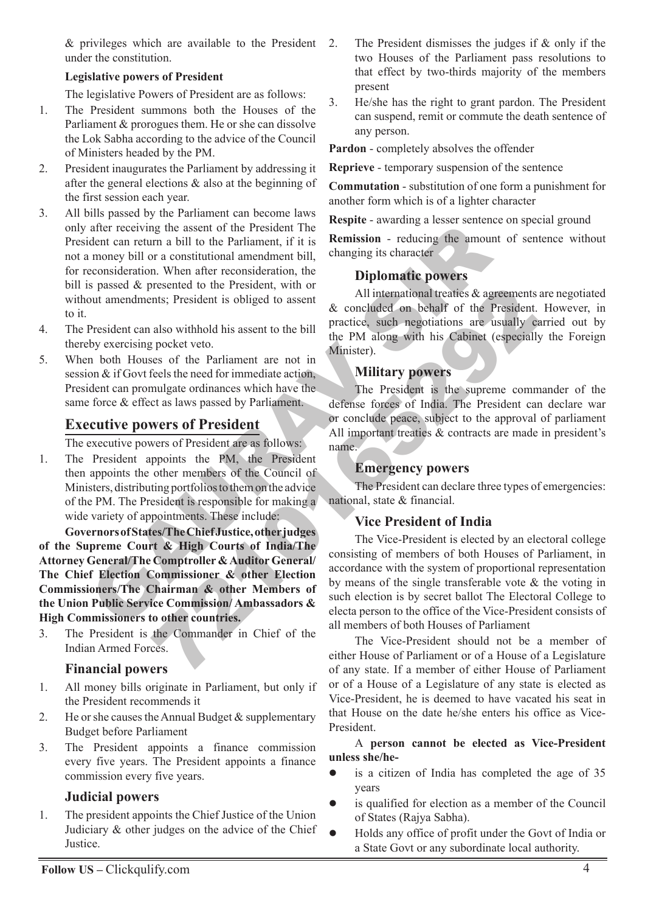& privileges which are available to the President under the constitution.

**Legislative powers of President**

The legislative Powers of President are as follows:

1. The President summons both the Houses of the Parliament & prorogues them. He or she can dissolve the Lok Sabha according to the advice of the Council of Ministers headed by the PM.
2. President inaugurates the Parliament by addressing it after the general elections & also at the beginning of the first session each year.
3. All bills passed by the Parliament can become laws only after receiving the assent of the President The President can return a bill to the Parliament, if it is not a money bill or a constitutional amendment bill, for reconsideration. When after reconsideration, the bill is passed & presented to the President, with or without amendments; President is obliged to assent to it.
4. The President can also withhold his assent to the bill thereby exercising pocket veto.
5. When both Houses of the Parliament are not in session & if Govt feels the need for immediate action, President can promulgate ordinances which have the same force & effect as laws passed by Parliament.

## Executive powers of President

The executive powers of President are as follows:

1. The President appoints the PM, the President then appoints the other members of the Council of Ministers, distributing portfolios to them on the advice of the PM. The President is responsible for making a wide variety of appointments. These include:

**Governors of States/The Chief Justice, other judges of the Supreme Court & High Courts of India/The Attorney General/The Comptroller & Auditor General/ The Chief Election Commissioner & other Election Commissioners/The Chairman & other Members of the Union Public Service Commission/ Ambassadors & High Commissioners to other countries.**

3. The President is the Commander in Chief of the Indian Armed Forces.

### Financial powers

1. All money bills originate in Parliament, but only if the President recommends it
2. He or she causes the Annual Budget & supplementary Budget before Parliament
3. The President appoints a finance commission every five years. The President appoints a finance commission every five years.

### Judicial powers

1. The president appoints the Chief Justice of the Union Judiciary & other judges on the advice of the Chief Justice.
2. The President dismisses the judges if & only if the two Houses of the Parliament pass resolutions to that effect by two-thirds majority of the members present
3. He/she has the right to grant pardon. The President can suspend, remit or commute the death sentence of any person.

**Pardon** - completely absolves the offender

**Reprieve** - temporary suspension of the sentence

**Commutation** - substitution of one form a punishment for another form which is of a lighter character

**Respite** - awarding a lesser sentence on special ground

**Remission** - reducing the amount of sentence without changing its character

### Diplomatic powers

All international treaties & agreements are negotiated & concluded on behalf of the President. However, in practice, such negotiations are usually carried out by the PM along with his Cabinet (especially the Foreign Minister).

### Military powers

The President is the supreme commander of the defense forces of India. The President can declare war or conclude peace, subject to the approval of parliament All important treaties & contracts are made in president's name.

### Emergency powers

The President can declare three types of emergencies: national, state & financial.

### Vice President of India

The Vice-President is elected by an electoral college consisting of members of both Houses of Parliament, in accordance with the system of proportional representation by means of the single transferable vote & the voting in such election is by secret ballot The Electoral College to electa person to the office of the Vice-President consists of all members of both Houses of Parliament

The Vice-President should not be a member of either House of Parliament or of a House of a Legislature of any state. If a member of either House of Parliament or of a House of a Legislature of any state is elected as Vice-President, he is deemed to have vacated his seat in that House on the date he/she enters his office as Vice-President.

A **person cannot be elected as Vice-President unless she/he-**

- is a citizen of India has completed the age of 35 years
- is qualified for election as a member of the Council of States (Rajya Sabha).
- Holds any office of profit under the Govt of India or a State Govt or any subordinate local authority.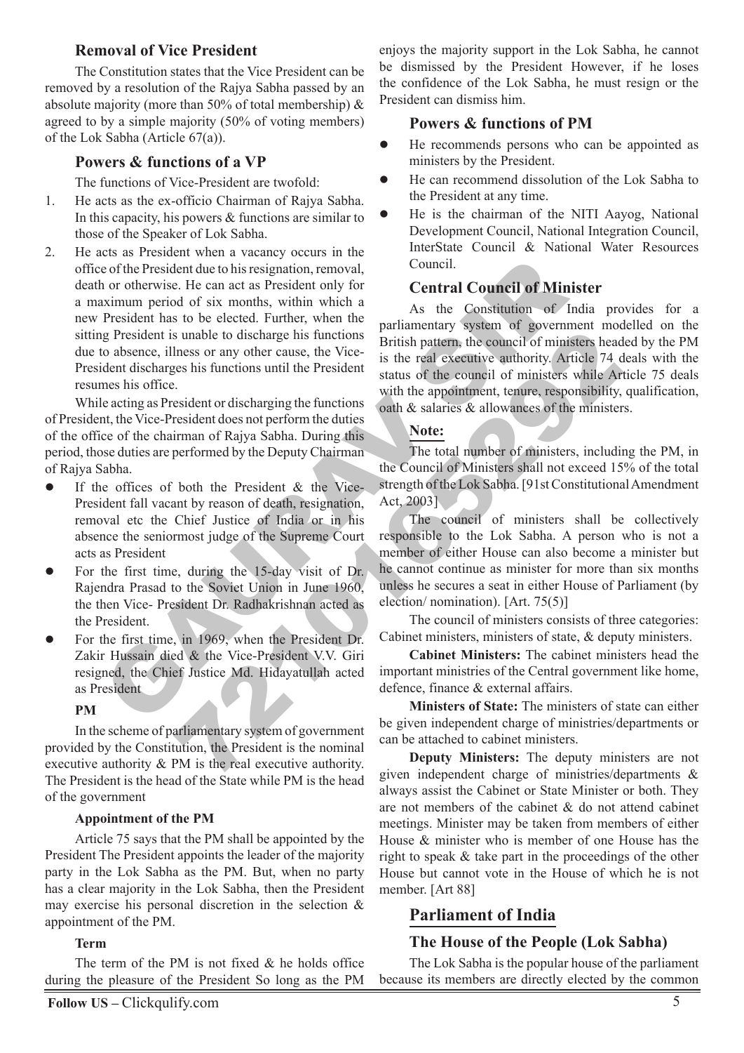### Removal of Vice President

The Constitution states that the Vice President can be removed by a resolution of the Rajya Sabha passed by an absolute majority (more than 50% of total membership) & agreed to by a simple majority (50% of voting members) of the Lok Sabha (Article 67(a)).

### Powers & functions of a VP

The functions of Vice-President are twofold:

1. He acts as the ex-officio Chairman of Rajya Sabha. In this capacity, his powers & functions are similar to those of the Speaker of Lok Sabha.
2. He acts as President when a vacancy occurs in the office of the President due to his resignation, removal, death or otherwise. He can act as President only for a maximum period of six months, within which a new President has to be elected. Further, when the sitting President is unable to discharge his functions due to absence, illness or any other cause, the Vice-President discharges his functions until the President resumes his office.

While acting as President or discharging the functions of President, the Vice-President does not perform the duties of the office of the chairman of Rajya Sabha. During this period, those duties are performed by the Deputy Chairman of Rajya Sabha.

- If the offices of both the President & the Vice-President fall vacant by reason of death, resignation, removal etc the Chief Justice of India or in his absence the seniormost judge of the Supreme Court acts as President
- For the first time, during the 15-day visit of Dr. Rajendra Prasad to the Soviet Union in June 1960, the then Vice- President Dr. Radhakrishnan acted as the President.
- For the first time, in 1969, when the President Dr. Zakir Hussain died & the Vice-President V.V. Giri resigned, the Chief Justice Md. Hidayatullah acted as President

**PM**

In the scheme of parliamentary system of government provided by the Constitution, the President is the nominal executive authority & PM is the real executive authority. The President is the head of the State while PM is the head of the government

**Appointment of the PM**

Article 75 says that the PM shall be appointed by the President The President appoints the leader of the majority party in the Lok Sabha as the PM. But, when no party has a clear majority in the Lok Sabha, then the President may exercise his personal discretion in the selection & appointment of the PM.

**Term**

The term of the PM is not fixed & he holds office during the pleasure of the President So long as the PM enjoys the majority support in the Lok Sabha, he cannot be dismissed by the President However, if he loses the confidence of the Lok Sabha, he must resign or the President can dismiss him.

### Powers & functions of PM

- He recommends persons who can be appointed as ministers by the President.
- He can recommend dissolution of the Lok Sabha to the President at any time.
- He is the chairman of the NITI Aayog, National Development Council, National Integration Council, InterState Council & National Water Resources Council.

### Central Council of Minister

As the Constitution of India provides for a parliamentary system of government modelled on the British pattern, the council of ministers headed by the PM is the real executive authority. Article 74 deals with the status of the council of ministers while Article 75 deals with the appointment, tenure, responsibility, qualification, oath & salaries & allowances of the ministers.

**Note:**

The total number of ministers, including the PM, in the Council of Ministers shall not exceed 15% of the total strength of the Lok Sabha. [91st Constitutional Amendment Act, 2003]

The council of ministers shall be collectively responsible to the Lok Sabha. A person who is not a member of either House can also become a minister but he cannot continue as minister for more than six months unless he secures a seat in either House of Parliament (by election/ nomination). [Art. 75(5)]

The council of ministers consists of three categories: Cabinet ministers, ministers of state, & deputy ministers.

**Cabinet Ministers:** The cabinet ministers head the important ministries of the Central government like home, defence, finance & external affairs.

**Ministers of State:** The ministers of state can either be given independent charge of ministries/departments or can be attached to cabinet ministers.

**Deputy Ministers:** The deputy ministers are not given independent charge of ministries/departments & always assist the Cabinet or State Minister or both. They are not members of the cabinet & do not attend cabinet meetings. Minister may be taken from members of either House & minister who is member of one House has the right to speak & take part in the proceedings of the other House but cannot vote in the House of which he is not member. [Art 88]

## Parliament of India

### The House of the People (Lok Sabha)

The Lok Sabha is the popular house of the parliament because its members are directly elected by the common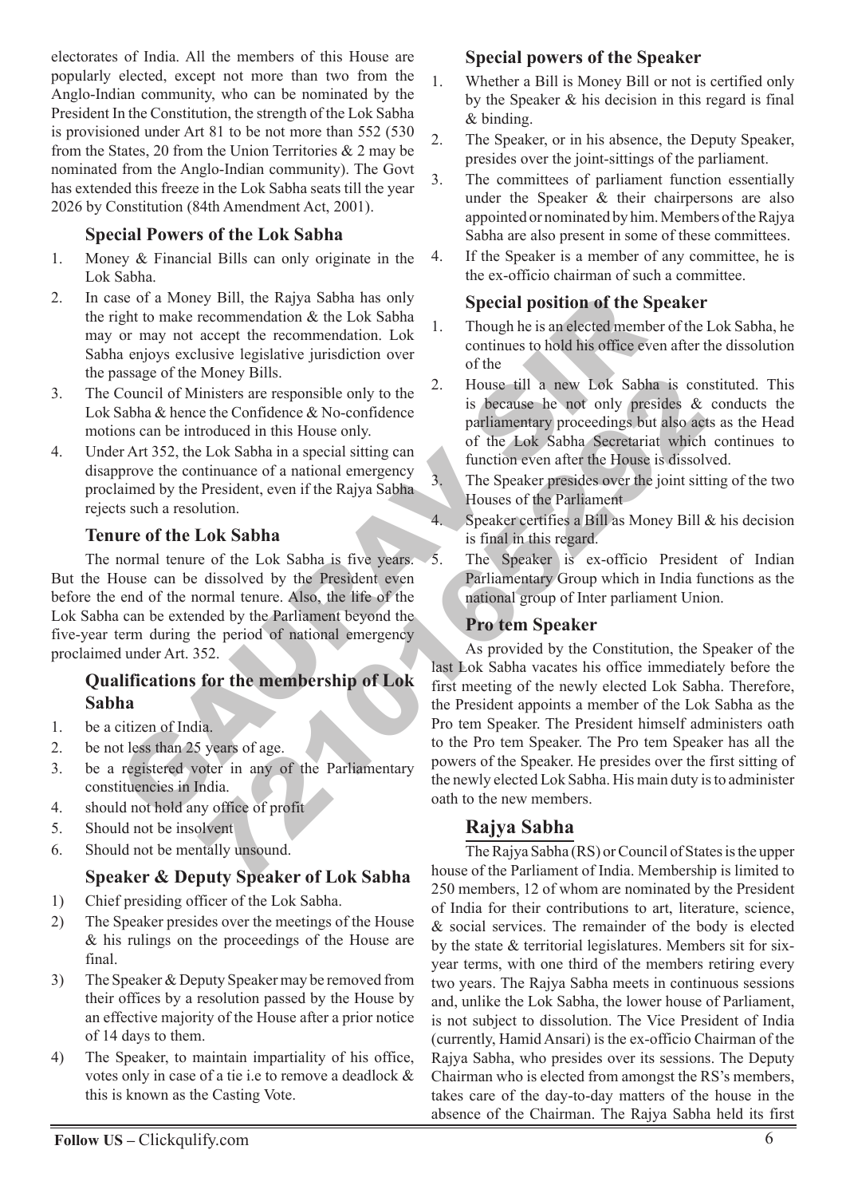electorates of India. All the members of this House are popularly elected, except not more than two from the Anglo-Indian community, who can be nominated by the President In the Constitution, the strength of the Lok Sabha is provisioned under Art 81 to be not more than 552 (530 from the States, 20 from the Union Territories & 2 may be nominated from the Anglo-Indian community). The Govt has extended this freeze in the Lok Sabha seats till the year 2026 by Constitution (84th Amendment Act, 2001).

### Special Powers of the Lok Sabha

1. Money & Financial Bills can only originate in the Lok Sabha.
2. In case of a Money Bill, the Rajya Sabha has only the right to make recommendation & the Lok Sabha may or may not accept the recommendation. Lok Sabha enjoys exclusive legislative jurisdiction over the passage of the Money Bills.
3. The Council of Ministers are responsible only to the Lok Sabha & hence the Confidence & No-confidence motions can be introduced in this House only.
4. Under Art 352, the Lok Sabha in a special sitting can disapprove the continuance of a national emergency proclaimed by the President, even if the Rajya Sabha rejects such a resolution.

### Tenure of the Lok Sabha

The normal tenure of the Lok Sabha is five years. But the House can be dissolved by the President even before the end of the normal tenure. Also, the life of the Lok Sabha can be extended by the Parliament beyond the five-year term during the period of national emergency proclaimed under Art. 352.

### Qualifications for the membership of Lok Sabha

1. be a citizen of India.
2. be not less than 25 years of age.
3. be a registered voter in any of the Parliamentary constituencies in India.
4. should not hold any office of profit
5. Should not be insolvent
6. Should not be mentally unsound.

### Speaker & Deputy Speaker of Lok Sabha

1) Chief presiding officer of the Lok Sabha.
2) The Speaker presides over the meetings of the House & his rulings on the proceedings of the House are final.
3) The Speaker & Deputy Speaker may be removed from their offices by a resolution passed by the House by an effective majority of the House after a prior notice of 14 days to them.
4) The Speaker, to maintain impartiality of his office, votes only in case of a tie i.e to remove a deadlock & this is known as the Casting Vote.

### Special powers of the Speaker

1. Whether a Bill is Money Bill or not is certified only by the Speaker & his decision in this regard is final & binding.
2. The Speaker, or in his absence, the Deputy Speaker, presides over the joint-sittings of the parliament.
3. The committees of parliament function essentially under the Speaker & their chairpersons are also appointed or nominated by him. Members of the Rajya Sabha are also present in some of these committees.
4. If the Speaker is a member of any committee, he is the ex-officio chairman of such a committee.

### Special position of the Speaker

1. Though he is an elected member of the Lok Sabha, he continues to hold his office even after the dissolution of the
2. House till a new Lok Sabha is constituted. This is because he not only presides & conducts the parliamentary proceedings but also acts as the Head of the Lok Sabha Secretariat which continues to function even after the House is dissolved.
3. The Speaker presides over the joint sitting of the two Houses of the Parliament
4. Speaker certifies a Bill as Money Bill & his decision is final in this regard.
5. The Speaker is ex-officio President of Indian Parliamentary Group which in India functions as the national group of Inter parliament Union.

### Pro tem Speaker

As provided by the Constitution, the Speaker of the last Lok Sabha vacates his office immediately before the first meeting of the newly elected Lok Sabha. Therefore, the President appoints a member of the Lok Sabha as the Pro tem Speaker. The President himself administers oath to the Pro tem Speaker. The Pro tem Speaker has all the powers of the Speaker. He presides over the first sitting of the newly elected Lok Sabha. His main duty is to administer oath to the new members.

## Rajya Sabha

The Rajya Sabha (RS) or Council of States is the upper house of the Parliament of India. Membership is limited to 250 members, 12 of whom are nominated by the President of India for their contributions to art, literature, science, & social services. The remainder of the body is elected by the state & territorial legislatures. Members sit for six-year terms, with one third of the members retiring every two years. The Rajya Sabha meets in continuous sessions and, unlike the Lok Sabha, the lower house of Parliament, is not subject to dissolution. The Vice President of India (currently, Hamid Ansari) is the ex-officio Chairman of the Rajya Sabha, who presides over its sessions. The Deputy Chairman who is elected from amongst the RS's members, takes care of the day-to-day matters of the house in the absence of the Chairman. The Rajya Sabha held its first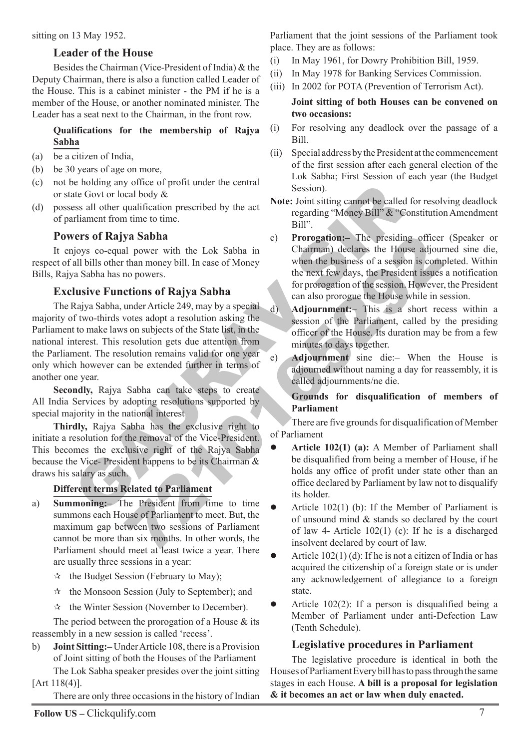sitting on 13 May 1952.

### Leader of the House

Besides the Chairman (Vice-President of India) & the Deputy Chairman, there is also a function called Leader of the House. This is a cabinet minister - the PM if he is a member of the House, or another nominated minister. The Leader has a seat next to the Chairman, in the front row.

**Qualifications for the membership of Rajya Sabha**

(a) be a citizen of India,

(b) be 30 years of age on more,

(c) not be holding any office of profit under the central or state Govt or local body &

(d) possess all other qualification prescribed by the act of parliament from time to time.

### Powers of Rajya Sabha

It enjoys co-equal power with the Lok Sabha in respect of all bills other than money bill. In case of Money Bills, Rajya Sabha has no powers.

### Exclusive Functions of Rajya Sabha

The Rajya Sabha, under Article 249, may by a special majority of two-thirds votes adopt a resolution asking the Parliament to make laws on subjects of the State list, in the national interest. This resolution gets due attention from the Parliament. The resolution remains valid for one year only which however can be extended further in terms of another one year.

**Secondly,** Rajya Sabha can take steps to create All India Services by adopting resolutions supported by special majority in the national interest

**Thirdly,** Rajya Sabha has the exclusive right to initiate a resolution for the removal of the Vice-President. This becomes the exclusive right of the Rajya Sabha because the Vice- President happens to be its Chairman & draws his salary as such.

**Different terms Related to Parliament**

a) **Summoning:–** The President from time to time summons each House of Parliament to meet. But, the maximum gap between two sessions of Parliament cannot be more than six months. In other words, the Parliament should meet at least twice a year. There are usually three sessions in a year:

- ☆ the Budget Session (February to May);
- ☆ the Monsoon Session (July to September); and
- ☆ the Winter Session (November to December).

The period between the prorogation of a House & its reassembly in a new session is called 'recess'.

b) **Joint Sitting:–** Under Article 108, there is a Provision of Joint sitting of both the Houses of the Parliament

The Lok Sabha speaker presides over the joint sitting [Art 118(4)].

There are only three occasions in the history of Indian Parliament that the joint sessions of the Parliament took place. They are as follows:

(i) In May 1961, for Dowry Prohibition Bill, 1959.

(ii) In May 1978 for Banking Services Commission.

(iii) In 2002 for POTA (Prevention of Terrorism Act).

**Joint sitting of both Houses can be convened on two occasions:**

(i) For resolving any deadlock over the passage of a Bill.

(ii) Special address by the President at the commencement of the first session after each general election of the Lok Sabha; First Session of each year (the Budget Session).

**Note:** Joint sitting cannot be called for resolving deadlock regarding "Money Bill" & "Constitution Amendment Bill".

c) **Prorogation:–** The presiding officer (Speaker or Chairman) declares the House adjourned sine die, when the business of a session is completed. Within the next few days, the President issues a notification for prorogation of the session. However, the President can also prorogue the House while in session.

d) **Adjournment:–** This is a short recess within a session of the Parliament, called by the presiding officer of the House. Its duration may be from a few minutes to days together.

e) **Adjournment** sine die:– When the House is adjourned without naming a day for reassembly, it is called adjournments/ne die.

**Grounds for disqualification of members of Parliament**

There are five grounds for disqualification of Member of Parliament

- **Article 102(1) (a):** A Member of Parliament shall be disqualified from being a member of House, if he holds any office of profit under state other than an office declared by Parliament by law not to disqualify its holder.
- Article 102(1) (b): If the Member of Parliament is of unsound mind & stands so declared by the court of law 4- Article 102(1) (c): If he is a discharged insolvent declared by court of law.
- Article 102(1) (d): If he is not a citizen of India or has acquired the citizenship of a foreign state or is under any acknowledgement of allegiance to a foreign state.
- Article 102(2): If a person is disqualified being a Member of Parliament under anti-Defection Law (Tenth Schedule).

### Legislative procedures in Parliament

The legislative procedure is identical in both the Houses of Parliament Every bill has to pass through the same stages in each House. **A bill is a proposal for legislation & it becomes an act or law when duly enacted.**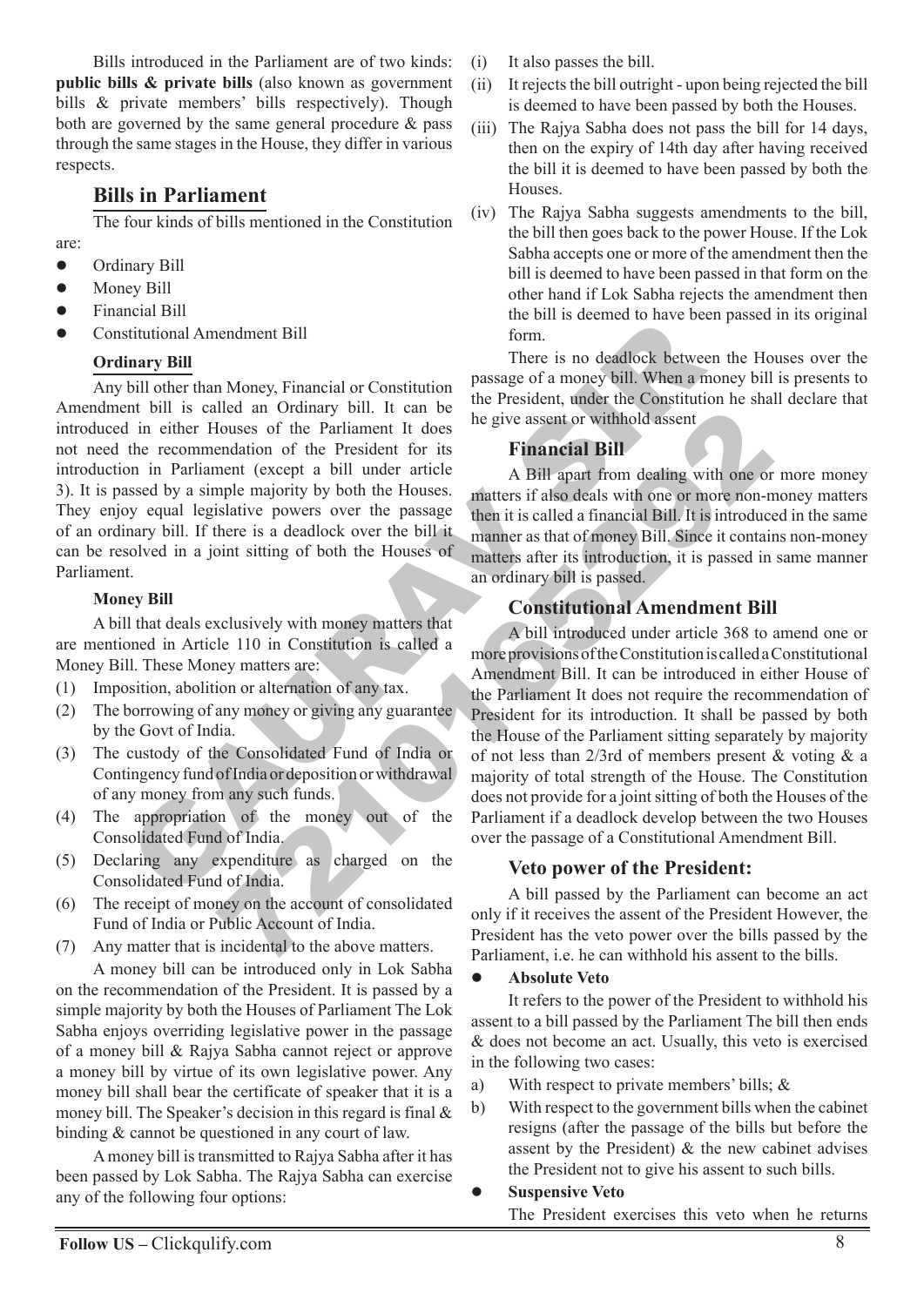Bills introduced in the Parliament are of two kinds: **public bills & private bills** (also known as government bills & private members' bills respectively). Though both are governed by the same general procedure & pass through the same stages in the House, they differ in various respects.

## Bills in Parliament

The four kinds of bills mentioned in the Constitution are:

- Ordinary Bill
- Money Bill
- Financial Bill
- Constitutional Amendment Bill

### Ordinary Bill

Any bill other than Money, Financial or Constitution Amendment bill is called an Ordinary bill. It can be introduced in either Houses of the Parliament It does not need the recommendation of the President for its introduction in Parliament (except a bill under article 3). It is passed by a simple majority by both the Houses. They enjoy equal legislative powers over the passage of an ordinary bill. If there is a deadlock over the bill it can be resolved in a joint sitting of both the Houses of Parliament.

### Money Bill

A bill that deals exclusively with money matters that are mentioned in Article 110 in Constitution is called a Money Bill. These Money matters are:

(1) Imposition, abolition or alternation of any tax.
(2) The borrowing of any money or giving any guarantee by the Govt of India.
(3) The custody of the Consolidated Fund of India or Contingency fund of India or deposition or withdrawal of any money from any such funds.
(4) The appropriation of the money out of the Consolidated Fund of India.
(5) Declaring any expenditure as charged on the Consolidated Fund of India.
(6) The receipt of money on the account of consolidated Fund of India or Public Account of India.
(7) Any matter that is incidental to the above matters.

A money bill can be introduced only in Lok Sabha on the recommendation of the President. It is passed by a simple majority by both the Houses of Parliament The Lok Sabha enjoys overriding legislative power in the passage of a money bill & Rajya Sabha cannot reject or approve a money bill by virtue of its own legislative power. Any money bill shall bear the certificate of speaker that it is a money bill. The Speaker's decision in this regard is final & binding & cannot be questioned in any court of law.

A money bill is transmitted to Rajya Sabha after it has been passed by Lok Sabha. The Rajya Sabha can exercise any of the following four options:

(i) It also passes the bill.
(ii) It rejects the bill outright - upon being rejected the bill is deemed to have been passed by both the Houses.
(iii) The Rajya Sabha does not pass the bill for 14 days, then on the expiry of 14th day after having received the bill it is deemed to have been passed by both the Houses.
(iv) The Rajya Sabha suggests amendments to the bill, the bill then goes back to the power House. If the Lok Sabha accepts one or more of the amendment then the bill is deemed to have been passed in that form on the other hand if Lok Sabha rejects the amendment then the bill is deemed to have been passed in its original form.

There is no deadlock between the Houses over the passage of a money bill. When a money bill is presents to the President, under the Constitution he shall declare that he give assent or withhold assent

### Financial Bill

A Bill apart from dealing with one or more money matters if also deals with one or more non-money matters then it is called a financial Bill. It is introduced in the same manner as that of money Bill. Since it contains non-money matters after its introduction, it is passed in same manner an ordinary bill is passed.

### Constitutional Amendment Bill

A bill introduced under article 368 to amend one or more provisions of the Constitution is called a Constitutional Amendment Bill. It can be introduced in either House of the Parliament It does not require the recommendation of President for its introduction. It shall be passed by both the House of the Parliament sitting separately by majority of not less than 2/3rd of members present & voting & a majority of total strength of the House. The Constitution does not provide for a joint sitting of both the Houses of the Parliament if a deadlock develop between the two Houses over the passage of a Constitutional Amendment Bill.

### Veto power of the President:

A bill passed by the Parliament can become an act only if it receives the assent of the President However, the President has the veto power over the bills passed by the Parliament, i.e. he can withhold his assent to the bills.

- **Absolute Veto**

It refers to the power of the President to withhold his assent to a bill passed by the Parliament The bill then ends & does not become an act. Usually, this veto is exercised in the following two cases:

a) With respect to private members' bills; &
b) With respect to the government bills when the cabinet resigns (after the passage of the bills but before the assent by the President) & the new cabinet advises the President not to give his assent to such bills.

- **Suspensive Veto**

The President exercises this veto when he returns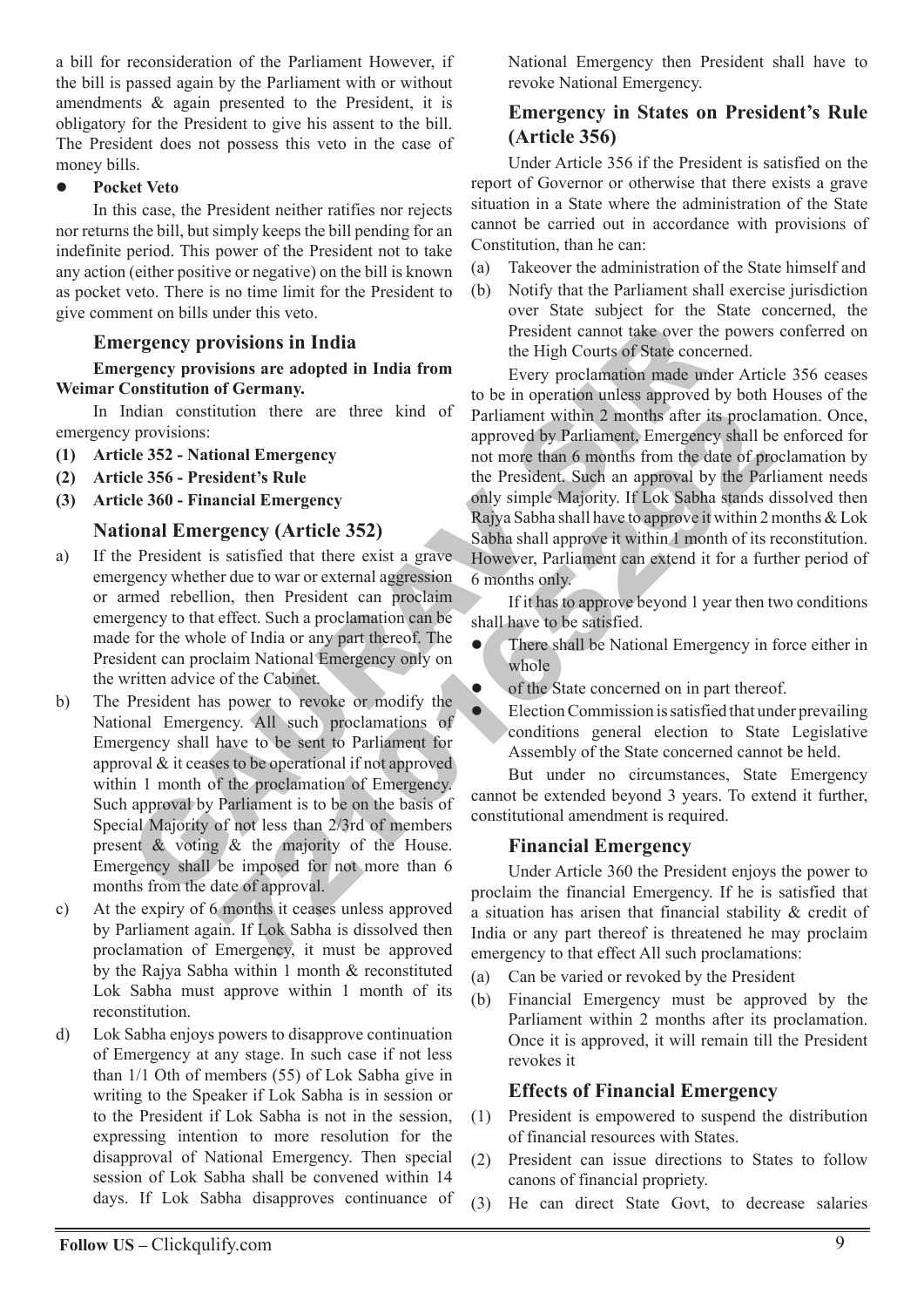a bill for reconsideration of the Parliament However, if the bill is passed again by the Parliament with or without amendments & again presented to the President, it is obligatory for the President to give his assent to the bill. The President does not possess this veto in the case of money bills.

- **Pocket Veto**

In this case, the President neither ratifies nor rejects nor returns the bill, but simply keeps the bill pending for an indefinite period. This power of the President not to take any action (either positive or negative) on the bill is known as pocket veto. There is no time limit for the President to give comment on bills under this veto.

### Emergency provisions in India

**Emergency provisions are adopted in India from Weimar Constitution of Germany.**

In Indian constitution there are three kind of emergency provisions:

**(1) Article 352 - National Emergency**
**(2) Article 356 - President's Rule**
**(3) Article 360 - Financial Emergency**

### National Emergency (Article 352)

a) If the President is satisfied that there exist a grave emergency whether due to war or external aggression or armed rebellion, then President can proclaim emergency to that effect. Such a proclamation can be made for the whole of India or any part thereof. The President can proclaim National Emergency only on the written advice of the Cabinet.

b) The President has power to revoke or modify the National Emergency. All such proclamations of Emergency shall have to be sent to Parliament for approval & it ceases to be operational if not approved within 1 month of the proclamation of Emergency. Such approval by Parliament is to be on the basis of Special Majority of not less than 2/3rd of members present & voting & the majority of the House. Emergency shall be imposed for not more than 6 months from the date of approval.

c) At the expiry of 6 months it ceases unless approved by Parliament again. If Lok Sabha is dissolved then proclamation of Emergency, it must be approved by the Rajya Sabha within 1 month & reconstituted Lok Sabha must approve within 1 month of its reconstitution.

d) Lok Sabha enjoys powers to disapprove continuation of Emergency at any stage. In such case if not less than 1/1 Oth of members (55) of Lok Sabha give in writing to the Speaker if Lok Sabha is in session or to the President if Lok Sabha is not in the session, expressing intention to more resolution for the disapproval of National Emergency. Then special session of Lok Sabha shall be convened within 14 days. If Lok Sabha disapproves continuance of National Emergency then President shall have to revoke National Emergency.

### Emergency in States on President's Rule (Article 356)

Under Article 356 if the President is satisfied on the report of Governor or otherwise that there exists a grave situation in a State where the administration of the State cannot be carried out in accordance with provisions of Constitution, than he can:

(a) Takeover the administration of the State himself and
(b) Notify that the Parliament shall exercise jurisdiction over State subject for the State concerned, the President cannot take over the powers conferred on the High Courts of State concerned.

Every proclamation made under Article 356 ceases to be in operation unless approved by both Houses of the Parliament within 2 months after its proclamation. Once, approved by Parliament, Emergency shall be enforced for not more than 6 months from the date of proclamation by the President. Such an approval by the Parliament needs only simple Majority. If Lok Sabha stands dissolved then Rajya Sabha shall have to approve it within 2 months & Lok Sabha shall approve it within 1 month of its reconstitution. However, Parliament can extend it for a further period of 6 months only.

If it has to approve beyond 1 year then two conditions shall have to be satisfied.

- There shall be National Emergency in force either in whole
- of the State concerned on in part thereof.
- Election Commission is satisfied that under prevailing conditions general election to State Legislative Assembly of the State concerned cannot be held.

But under no circumstances, State Emergency cannot be extended beyond 3 years. To extend it further, constitutional amendment is required.

### Financial Emergency

Under Article 360 the President enjoys the power to proclaim the financial Emergency. If he is satisfied that a situation has arisen that financial stability & credit of India or any part thereof is threatened he may proclaim emergency to that effect All such proclamations:

(a) Can be varied or revoked by the President
(b) Financial Emergency must be approved by the Parliament within 2 months after its proclamation. Once it is approved, it will remain till the President revokes it

### Effects of Financial Emergency

(1) President is empowered to suspend the distribution of financial resources with States.
(2) President can issue directions to States to follow canons of financial propriety.
(3) He can direct State Govt, to decrease salaries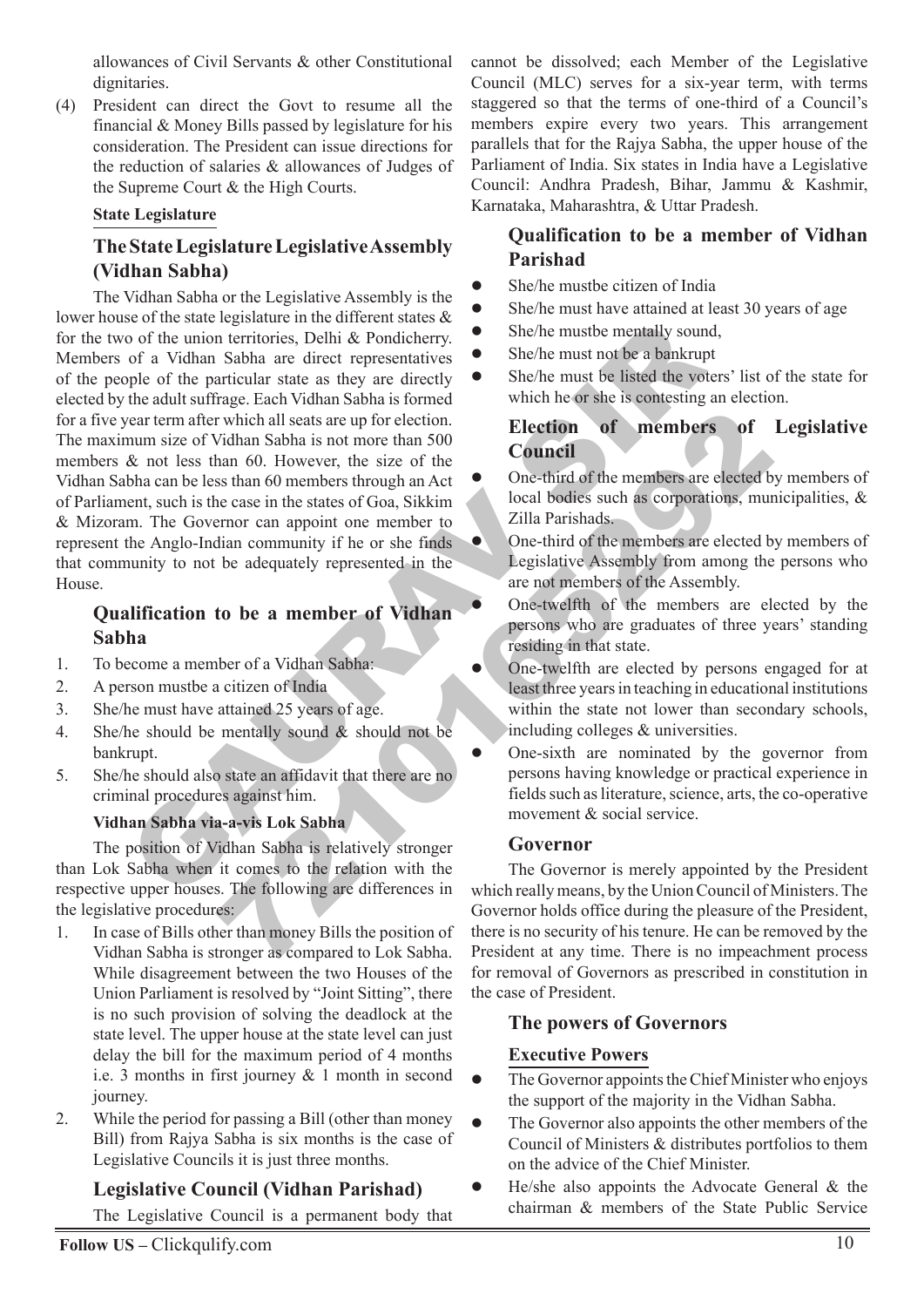allowances of Civil Servants & other Constitutional dignitaries.

(4) President can direct the Govt to resume all the financial & Money Bills passed by legislature for his consideration. The President can issue directions for the reduction of salaries & allowances of Judges of the Supreme Court & the High Courts.

**State Legislature**

## The State Legislature Legislative Assembly (Vidhan Sabha)

The Vidhan Sabha or the Legislative Assembly is the lower house of the state legislature in the different states & for the two of the union territories, Delhi & Pondicherry. Members of a Vidhan Sabha are direct representatives of the people of the particular state as they are directly elected by the adult suffrage. Each Vidhan Sabha is formed for a five year term after which all seats are up for election. The maximum size of Vidhan Sabha is not more than 500 members & not less than 60. However, the size of the Vidhan Sabha can be less than 60 members through an Act of Parliament, such is the case in the states of Goa, Sikkim & Mizoram. The Governor can appoint one member to represent the Anglo-Indian community if he or she finds that community to not be adequately represented in the House.

## Qualification to be a member of Vidhan Sabha

1. To become a member of a Vidhan Sabha:
2. A person mustbe a citizen of India
3. She/he must have attained 25 years of age.
4. She/he should be mentally sound & should not be bankrupt.
5. She/he should also state an affidavit that there are no criminal procedures against him.

**Vidhan Sabha via-a-vis Lok Sabha**

The position of Vidhan Sabha is relatively stronger than Lok Sabha when it comes to the relation with the respective upper houses. The following are differences in the legislative procedures:

1. In case of Bills other than money Bills the position of Vidhan Sabha is stronger as compared to Lok Sabha. While disagreement between the two Houses of the Union Parliament is resolved by "Joint Sitting", there is no such provision of solving the deadlock at the state level. The upper house at the state level can just delay the bill for the maximum period of 4 months i.e. 3 months in first journey & 1 month in second journey.
2. While the period for passing a Bill (other than money Bill) from Rajya Sabha is six months is the case of Legislative Councils it is just three months.

## Legislative Council (Vidhan Parishad)

The Legislative Council is a permanent body that cannot be dissolved; each Member of the Legislative Council (MLC) serves for a six-year term, with terms staggered so that the terms of one-third of a Council's members expire every two years. This arrangement parallels that for the Rajya Sabha, the upper house of the Parliament of India. Six states in India have a Legislative Council: Andhra Pradesh, Bihar, Jammu & Kashmir, Karnataka, Maharashtra, & Uttar Pradesh.

## Qualification to be a member of Vidhan Parishad

- She/he mustbe citizen of India
- She/he must have attained at least 30 years of age
- She/he mustbe mentally sound,
- She/he must not be a bankrupt
- She/he must be listed the voters' list of the state for which he or she is contesting an election.

## Election of members of Legislative Council

- One-third of the members are elected by members of local bodies such as corporations, municipalities, & Zilla Parishads.
- One-third of the members are elected by members of Legislative Assembly from among the persons who are not members of the Assembly.
- One-twelfth of the members are elected by the persons who are graduates of three years' standing residing in that state.
- One-twelfth are elected by persons engaged for at least three years in teaching in educational institutions within the state not lower than secondary schools, including colleges & universities.
- One-sixth are nominated by the governor from persons having knowledge or practical experience in fields such as literature, science, arts, the co-operative movement & social service.

### Governor

The Governor is merely appointed by the President which really means, by the Union Council of Ministers. The Governor holds office during the pleasure of the President, there is no security of his tenure. He can be removed by the President at any time. There is no impeachment process for removal of Governors as prescribed in constitution in the case of President.

## The powers of Governors

### Executive Powers

- The Governor appoints the Chief Minister who enjoys the support of the majority in the Vidhan Sabha.
- The Governor also appoints the other members of the Council of Ministers & distributes portfolios to them on the advice of the Chief Minister.
- He/she also appoints the Advocate General & the chairman & members of the State Public Service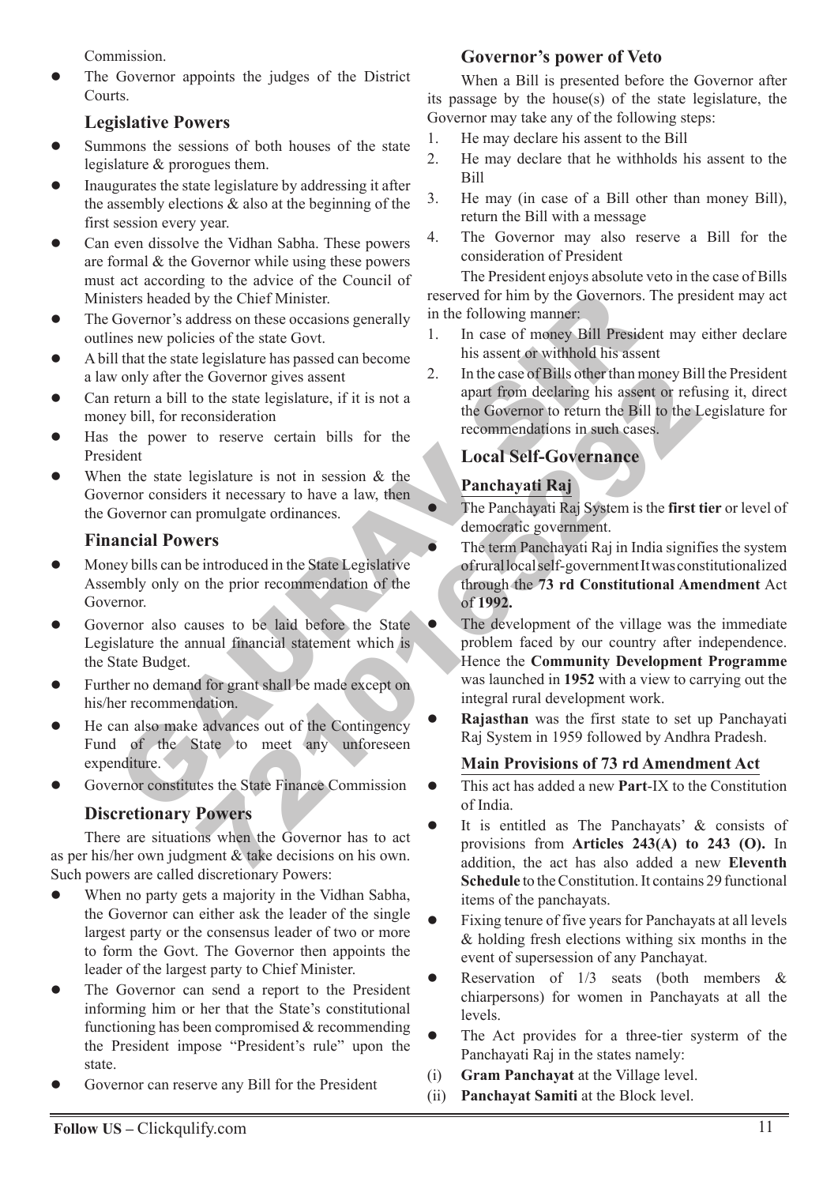Commission.

- The Governor appoints the judges of the District Courts.

### Legislative Powers

- Summons the sessions of both houses of the state legislature & prorogues them.
- Inaugurates the state legislature by addressing it after the assembly elections & also at the beginning of the first session every year.
- Can even dissolve the Vidhan Sabha. These powers are formal & the Governor while using these powers must act according to the advice of the Council of Ministers headed by the Chief Minister.
- The Governor's address on these occasions generally outlines new policies of the state Govt.
- A bill that the state legislature has passed can become a law only after the Governor gives assent
- Can return a bill to the state legislature, if it is not a money bill, for reconsideration
- Has the power to reserve certain bills for the President
- When the state legislature is not in session & the Governor considers it necessary to have a law, then the Governor can promulgate ordinances.

### Financial Powers

- Money bills can be introduced in the State Legislative Assembly only on the prior recommendation of the Governor.
- Governor also causes to be laid before the State Legislature the annual financial statement which is the State Budget.
- Further no demand for grant shall be made except on his/her recommendation.
- He can also make advances out of the Contingency Fund of the State to meet any unforeseen expenditure.
- Governor constitutes the State Finance Commission

### Discretionary Powers

There are situations when the Governor has to act as per his/her own judgment & take decisions on his own. Such powers are called discretionary Powers:

- When no party gets a majority in the Vidhan Sabha, the Governor can either ask the leader of the single largest party or the consensus leader of two or more to form the Govt. The Governor then appoints the leader of the largest party to Chief Minister.
- The Governor can send a report to the President informing him or her that the State's constitutional functioning has been compromised & recommending the President impose "President's rule" upon the state.
- Governor can reserve any Bill for the President

### Governor's power of Veto

When a Bill is presented before the Governor after its passage by the house(s) of the state legislature, the Governor may take any of the following steps:

1. He may declare his assent to the Bill
2. He may declare that he withholds his assent to the Bill
3. He may (in case of a Bill other than money Bill), return the Bill with a message
4. The Governor may also reserve a Bill for the consideration of President

The President enjoys absolute veto in the case of Bills reserved for him by the Governors. The president may act in the following manner:

1. In case of money Bill President may either declare his assent or withhold his assent
2. In the case of Bills other than money Bill the President apart from declaring his assent or refusing it, direct the Governor to return the Bill to the Legislature for recommendations in such cases.

## Local Self-Governance

### Panchayati Raj

- The Panchayati Raj System is the **first tier** or level of democratic government.
- The term Panchayati Raj in India signifies the system of rural local self-government It was constitutionalized through the **73 rd Constitutional Amendment** Act of **1992.**
- The development of the village was the immediate problem faced by our country after independence. Hence the **Community Development Programme** was launched in **1952** with a view to carrying out the integral rural development work.
- **Rajasthan** was the first state to set up Panchayati Raj System in 1959 followed by Andhra Pradesh.

### Main Provisions of 73 rd Amendment Act

- This act has added a new **Part**-IX to the Constitution of India.
- It is entitled as The Panchayats' & consists of provisions from **Articles 243(A) to 243 (O).** In addition, the act has also added a new **Eleventh Schedule** to the Constitution. It contains 29 functional items of the panchayats.
- Fixing tenure of five years for Panchayats at all levels & holding fresh elections withing six months in the event of supersession of any Panchayat.
- Reservation of 1/3 seats (both members & chiarpersons) for women in Panchayats at all the levels.
- The Act provides for a three-tier systerm of the Panchayati Raj in the states namely:

(i) **Gram Panchayat** at the Village level.

(ii) **Panchayat Samiti** at the Block level.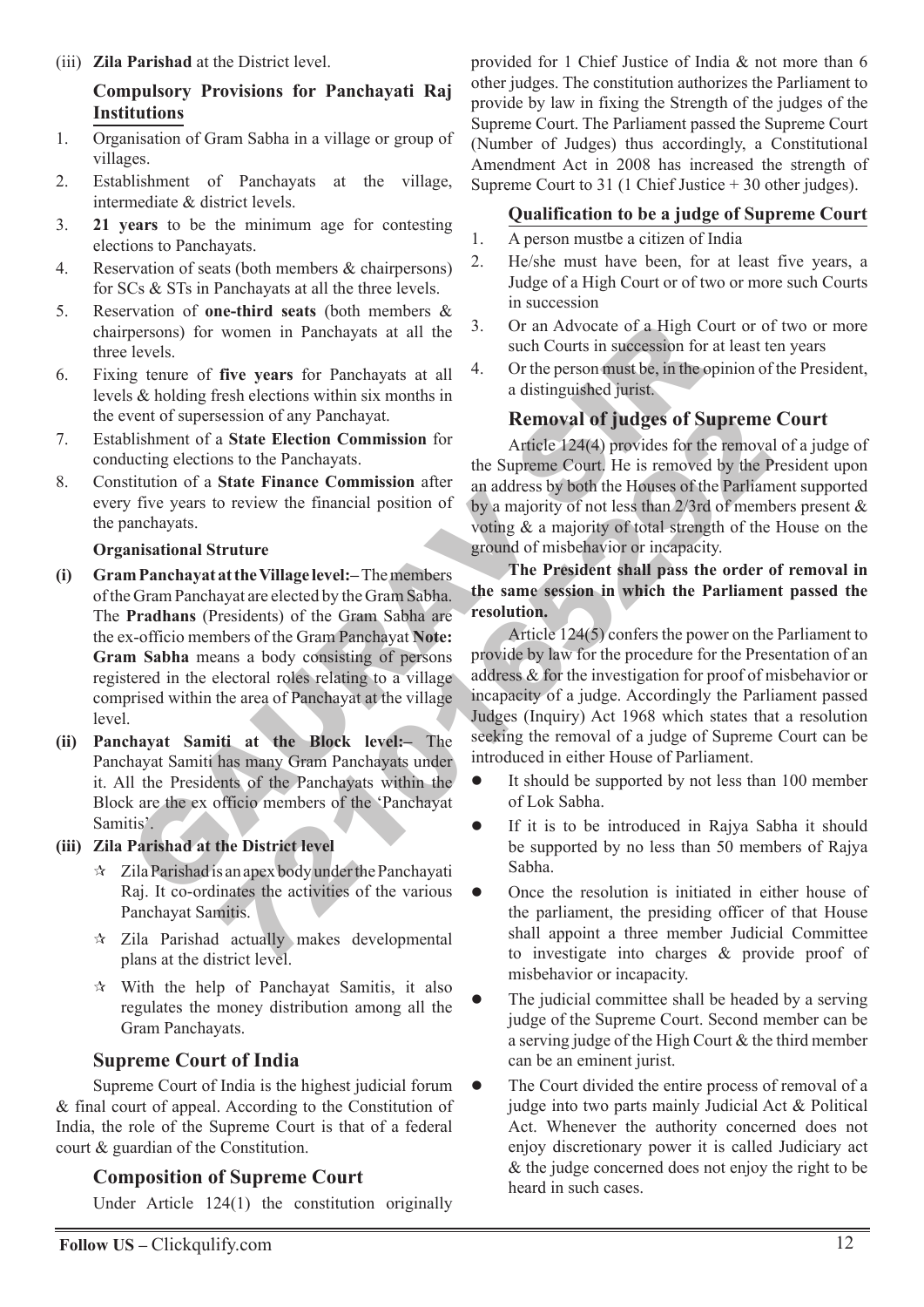(iii) **Zila Parishad** at the District level.

### Compulsory Provisions for Panchayati Raj Institutions

1. Organisation of Gram Sabha in a village or group of villages.
2. Establishment of Panchayats at the village, intermediate & district levels.
3. **21 years** to be the minimum age for contesting elections to Panchayats.
4. Reservation of seats (both members & chairpersons) for SCs & STs in Panchayats at all the three levels.
5. Reservation of **one-third seats** (both members & chairpersons) for women in Panchayats at all the three levels.
6. Fixing tenure of **five years** for Panchayats at all levels & holding fresh elections within six months in the event of supersession of any Panchayat.
7. Establishment of a **State Election Commission** for conducting elections to the Panchayats.
8. Constitution of a **State Finance Commission** after every five years to review the financial position of the panchayats.

**Organisational Struture**

**(i) Gram Panchayat at the Village level:–** The members of the Gram Panchayat are elected by the Gram Sabha. The **Pradhans** (Presidents) of the Gram Sabha are the ex-officio members of the Gram Panchayat **Note: Gram Sabha** means a body consisting of persons registered in the electoral roles relating to a village comprised within the area of Panchayat at the village level.

**(ii) Panchayat Samiti at the Block level:–** The Panchayat Samiti has many Gram Panchayats under it. All the Presidents of the Panchayats within the Block are the ex officio members of the 'Panchayat Samitis'.

**(iii) Zila Parishad at the District level**

- ☆ Zila Parishad is an apex body under the Panchayati Raj. It co-ordinates the activities of the various Panchayat Samitis.
- ☆ Zila Parishad actually makes developmental plans at the district level.
- ☆ With the help of Panchayat Samitis, it also regulates the money distribution among all the Gram Panchayats.

## Supreme Court of India

Supreme Court of India is the highest judicial forum & final court of appeal. According to the Constitution of India, the role of the Supreme Court is that of a federal court & guardian of the Constitution.

### Composition of Supreme Court

Under Article 124(1) the constitution originally provided for 1 Chief Justice of India & not more than 6 other judges. The constitution authorizes the Parliament to provide by law in fixing the Strength of the judges of the Supreme Court. The Parliament passed the Supreme Court (Number of Judges) thus accordingly, a Constitutional Amendment Act in 2008 has increased the strength of Supreme Court to 31 (1 Chief Justice + 30 other judges).

### Qualification to be a judge of Supreme Court

1. A person mustbe a citizen of India
2. He/she must have been, for at least five years, a Judge of a High Court or of two or more such Courts in succession
3. Or an Advocate of a High Court or of two or more such Courts in succession for at least ten years
4. Or the person must be, in the opinion of the President, a distinguished jurist.

### Removal of judges of Supreme Court

Article 124(4) provides for the removal of a judge of the Supreme Court. He is removed by the President upon an address by both the Houses of the Parliament supported by a majority of not less than 2/3rd of members present & voting & a majority of total strength of the House on the ground of misbehavior or incapacity.

**The President shall pass the order of removal in the same session in which the Parliament passed the resolution.**

Article 124(5) confers the power on the Parliament to provide by law for the procedure for the Presentation of an address & for the investigation for proof of misbehavior or incapacity of a judge. Accordingly the Parliament passed Judges (Inquiry) Act 1968 which states that a resolution seeking the removal of a judge of Supreme Court can be introduced in either House of Parliament.

- It should be supported by not less than 100 member of Lok Sabha.
- If it is to be introduced in Rajya Sabha it should be supported by no less than 50 members of Rajya Sabha.
- Once the resolution is initiated in either house of the parliament, the presiding officer of that House shall appoint a three member Judicial Committee to investigate into charges & provide proof of misbehavior or incapacity.
- The judicial committee shall be headed by a serving judge of the Supreme Court. Second member can be a serving judge of the High Court & the third member can be an eminent jurist.
- The Court divided the entire process of removal of a judge into two parts mainly Judicial Act & Political Act. Whenever the authority concerned does not enjoy discretionary power it is called Judiciary act & the judge concerned does not enjoy the right to be heard in such cases.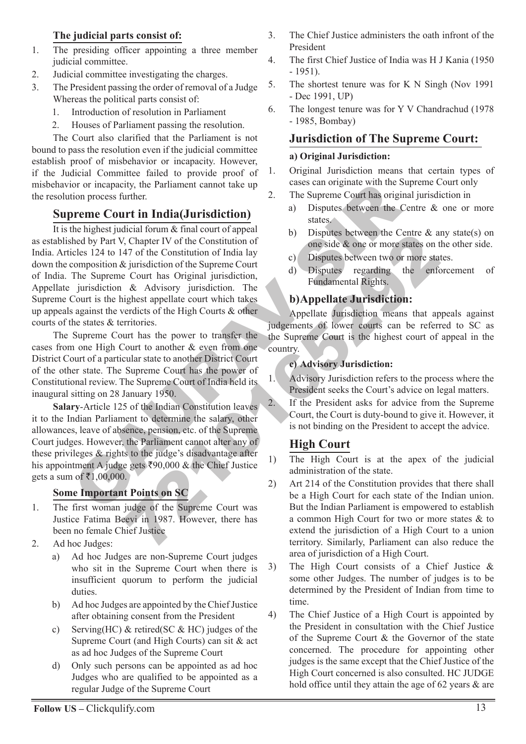**The judicial parts consist of:**

1. The presiding officer appointing a three member judicial committee.
2. Judicial committee investigating the charges.
3. The President passing the order of removal of a Judge Whereas the political parts consist of:
   1. Introduction of resolution in Parliament
   2. Houses of Parliament passing the resolution.

The Court also clarified that the Parliament is not bound to pass the resolution even if the judicial committee establish proof of misbehavior or incapacity. However, if the Judicial Committee failed to provide proof of misbehavior or incapacity, the Parliament cannot take up the resolution process further.

## Supreme Court in India(Jurisdiction)

It is the highest judicial forum & final court of appeal as established by Part V, Chapter IV of the Constitution of India. Articles 124 to 147 of the Constitution of India lay down the composition & jurisdiction of the Supreme Court of India. The Supreme Court has Original jurisdiction, Appellate jurisdiction & Advisory jurisdiction. The Supreme Court is the highest appellate court which takes up appeals against the verdicts of the High Courts & other courts of the states & territories.

The Supreme Court has the power to transfer the cases from one High Court to another & even from one District Court of a particular state to another District Court of the other state. The Supreme Court has the power of Constitutional review. The Supreme Court of India held its inaugural sitting on 28 January 1950.

**Salary**-Article 125 of the Indian Constitution leaves it to the Indian Parliament to determine the salary, other allowances, leave of absence, pension, etc. of the Supreme Court judges. However, the Parliament cannot alter any of these privileges & rights to the judge's disadvantage after his appointment A judge gets ₹90,000 & the Chief Justice gets a sum of ₹1,00,000.

**Some Important Points on SC**

1. The first woman judge of the Supreme Court was Justice Fatima Beevi in 1987. However, there has been no female Chief Justice
2. Ad hoc Judges:
   a) Ad hoc Judges are non-Supreme Court judges who sit in the Supreme Court when there is insufficient quorum to perform the judicial duties.
   b) Ad hoc Judges are appointed by the Chief Justice after obtaining consent from the President
   c) Serving(HC) & retired(SC & HC) judges of the Supreme Court (and High Courts) can sit & act as ad hoc Judges of the Supreme Court
   d) Only such persons can be appointed as ad hoc Judges who are qualified to be appointed as a regular Judge of the Supreme Court
3. The Chief Justice administers the oath infront of the President
4. The first Chief Justice of India was H J Kania (1950 - 1951).
5. The shortest tenure was for K N Singh (Nov 1991 - Dec 1991, UP)
6. The longest tenure was for Y V Chandrachud (1978 - 1985, Bombay)

## Jurisdiction of The Supreme Court:

**a) Original Jurisdiction:**

1. Original Jurisdiction means that certain types of cases can originate with the Supreme Court only
2. The Supreme Court has original jurisdiction in
   a) Disputes between the Centre & one or more states.
   b) Disputes between the Centre & any state(s) on one side & one or more states on the other side.
   c) Disputes between two or more states.
   d) Disputes regarding the enforcement of Fundamental Rights.

### b)Appellate Jurisdiction:

Appellate Jurisdiction means that appeals against judgements of lower courts can be referred to SC as the Supreme Court is the highest court of appeal in the country.

**c) Advisory Jurisdiction:**

1. Advisory Jurisdiction refers to the process where the President seeks the Court's advice on legal matters.
2. If the President asks for advice from the Supreme Court, the Court is duty-bound to give it. However, it is not binding on the President to accept the advice.

## High Court

1) The High Court is at the apex of the judicial administration of the state.
2) Art 214 of the Constitution provides that there shall be a High Court for each state of the Indian union. But the Indian Parliament is empowered to establish a common High Court for two or more states & to extend the jurisdiction of a High Court to a union territory. Similarly, Parliament can also reduce the area of jurisdiction of a High Court.
3) The High Court consists of a Chief Justice & some other Judges. The number of judges is to be determined by the President of Indian from time to time.
4) The Chief Justice of a High Court is appointed by the President in consultation with the Chief Justice of the Supreme Court & the Governor of the state concerned. The procedure for appointing other judges is the same except that the Chief Justice of the High Court concerned is also consulted. HC JUDGE hold office until they attain the age of 62 years & are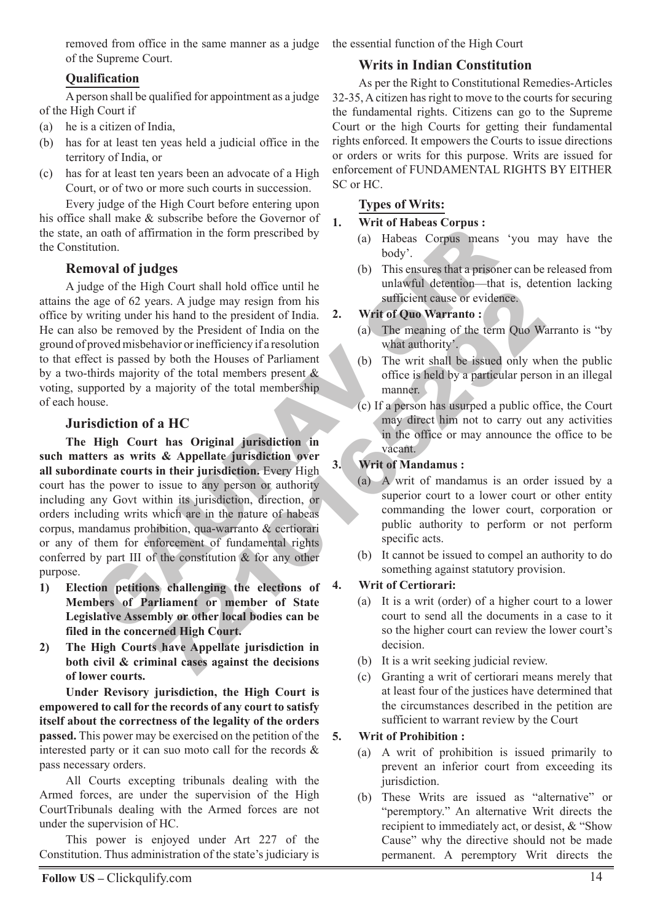removed from office in the same manner as a judge of the Supreme Court.

### Qualification

A person shall be qualified for appointment as a judge of the High Court if

(a) he is a citizen of India,

(b) has for at least ten yeas held a judicial office in the territory of India, or

(c) has for at least ten years been an advocate of a High Court, or of two or more such courts in succession.

Every judge of the High Court before entering upon his office shall make & subscribe before the Governor of the state, an oath of affirmation in the form prescribed by the Constitution.

## Removal of judges

A judge of the High Court shall hold office until he attains the age of 62 years. A judge may resign from his office by writing under his hand to the president of India. He can also be removed by the President of India on the ground of proved misbehavior or inefficiency if a resolution to that effect is passed by both the Houses of Parliament by a two-thirds majority of the total members present & voting, supported by a majority of the total membership of each house.

## Jurisdiction of a HC

**The High Court has Original jurisdiction in such matters as writs & Appellate jurisdiction over all subordinate courts in their jurisdiction.** Every High court has the power to issue to any person or authority including any Govt within its jurisdiction, direction, or orders including writs which are in the nature of habeas corpus, mandamus prohibition, qua-warranto & certiorari or any of them for enforcement of fundamental rights conferred by part III of the constitution & for any other purpose.

1) **Election petitions challenging the elections of Members of Parliament or member of State Legislative Assembly or other local bodies can be filed in the concerned High Court.**

2) **The High Courts have Appellate jurisdiction in both civil & criminal cases against the decisions of lower courts.**

**Under Revisory jurisdiction, the High Court is empowered to call for the records of any court to satisfy itself about the correctness of the legality of the orders passed.** This power may be exercised on the petition of the interested party or it can suo moto call for the records & pass necessary orders.

All Courts excepting tribunals dealing with the Armed forces, are under the supervision of the High CourtTribunals dealing with the Armed forces are not under the supervision of HC.

This power is enjoyed under Art 227 of the Constitution. Thus administration of the state's judiciary is the essential function of the High Court

## Writs in Indian Constitution

As per the Right to Constitutional Remedies-Articles 32-35, A citizen has right to move to the courts for securing the fundamental rights. Citizens can go to the Supreme Court or the high Courts for getting their fundamental rights enforced. It empowers the Courts to issue directions or orders or writs for this purpose. Writs are issued for enforcement of FUNDAMENTAL RIGHTS BY EITHER SC or HC.

### Types of Writs:

1. **Writ of Habeas Corpus :**
   (a) Habeas Corpus means 'you may have the body'.
   (b) This ensures that a prisoner can be released from unlawful detention—that is, detention lacking sufficient cause or evidence.

2. **Writ of Quo Warranto :**
   (a) The meaning of the term Quo Warranto is "by what authority".
   (b) The writ shall be issued only when the public office is held by a particular person in an illegal manner.
   (c) If a person has usurped a public office, the Court may direct him not to carry out any activities in the office or may announce the office to be vacant.

3. **Writ of Mandamus :**
   (a) A writ of mandamus is an order issued by a superior court to a lower court or other entity commanding the lower court, corporation or public authority to perform or not perform specific acts.
   (b) It cannot be issued to compel an authority to do something against statutory provision.

4. **Writ of Certiorari:**
   (a) It is a writ (order) of a higher court to a lower court to send all the documents in a case to it so the higher court can review the lower court's decision.
   (b) It is a writ seeking judicial review.
   (c) Granting a writ of certiorari means merely that at least four of the justices have determined that the circumstances described in the petition are sufficient to warrant review by the Court

5. **Writ of Prohibition :**
   (a) A writ of prohibition is issued primarily to prevent an inferior court from exceeding its jurisdiction.
   (b) These Writs are issued as "alternative" or "peremptory." An alternative Writ directs the recipient to immediately act, or desist, & "Show Cause" why the directive should not be made permanent. A peremptory Writ directs the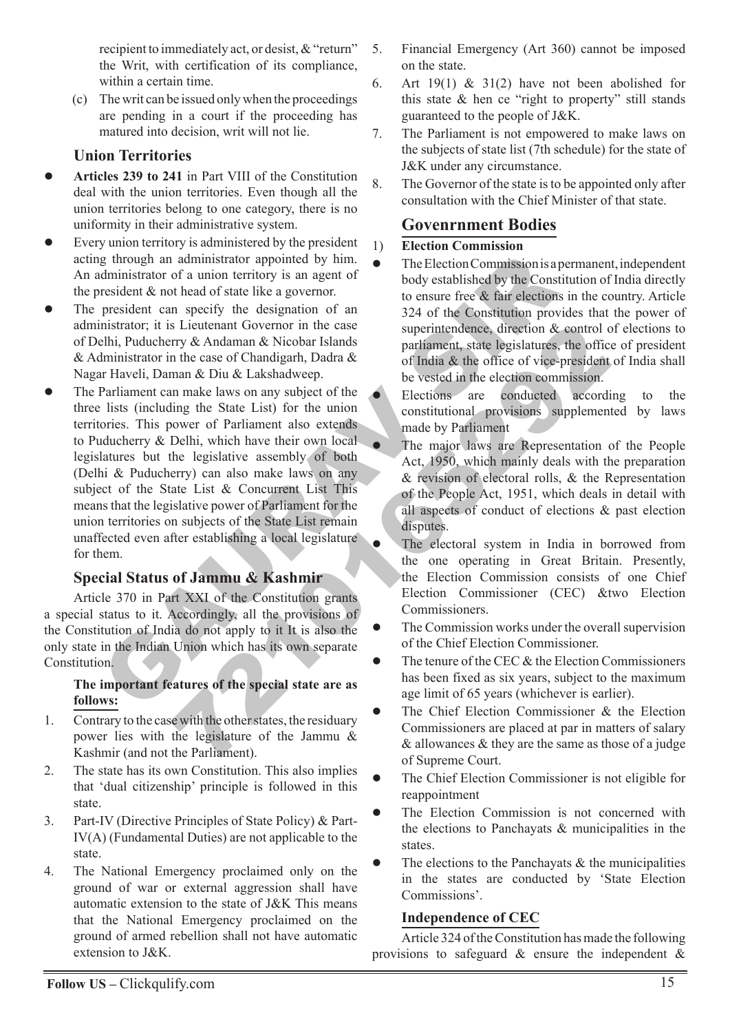recipient to immediately act, or desist, & "return" the Writ, with certification of its compliance, within a certain time.

(c) The writ can be issued only when the proceedings are pending in a court if the proceeding has matured into decision, writ will not lie.

## Union Territories

- **Articles 239 to 241** in Part VIII of the Constitution deal with the union territories. Even though all the union territories belong to one category, there is no uniformity in their administrative system.
- Every union territory is administered by the president acting through an administrator appointed by him. An administrator of a union territory is an agent of the president & not head of state like a governor.
- The president can specify the designation of an administrator; it is Lieutenant Governor in the case of Delhi, Puducherry & Andaman & Nicobar Islands & Administrator in the case of Chandigarh, Dadra & Nagar Haveli, Daman & Diu & Lakshadweep.
- The Parliament can make laws on any subject of the three lists (including the State List) for the union territories. This power of Parliament also extends to Puducherry & Delhi, which have their own local legislatures but the legislative assembly of both (Delhi & Puducherry) can also make laws on any subject of the State List & Concurrent List This means that the legislative power of Parliament for the union territories on subjects of the State List remain unaffected even after establishing a local legislature for them.

## Special Status of Jammu & Kashmir

Article 370 in Part XXI of the Constitution grants a special status to it. Accordingly, all the provisions of the Constitution of India do not apply to it It is also the only state in the Indian Union which has its own separate Constitution.

**The important features of the special state are as follows:**

1. Contrary to the case with the other states, the residuary power lies with the legislature of the Jammu & Kashmir (and not the Parliament).
2. The state has its own Constitution. This also implies that 'dual citizenship' principle is followed in this state.
3. Part-IV (Directive Principles of State Policy) & Part-IV(A) (Fundamental Duties) are not applicable to the state.
4. The National Emergency proclaimed only on the ground of war or external aggression shall have automatic extension to the state of J&K This means that the National Emergency proclaimed on the ground of armed rebellion shall not have automatic extension to J&K.
5. Financial Emergency (Art 360) cannot be imposed on the state.
6. Art 19(1) & 31(2) have not been abolished for this state & hen ce "right to property" still stands guaranteed to the people of J&K.
7. The Parliament is not empowered to make laws on the subjects of state list (7th schedule) for the state of J&K under any circumstance.
8. The Governor of the state is to be appointed only after consultation with the Chief Minister of that state.

## Govenrnment Bodies

1) **Election Commission**

- The Election Commission is a permanent, independent body established by the Constitution of India directly to ensure free & fair elections in the country. Article 324 of the Constitution provides that the power of superintendence, direction & control of elections to parliament, state legislatures, the office of president of India & the office of vice-president of India shall be vested in the election commission.
- Elections are conducted according to the constitutional provisions supplemented by laws made by Parliament
- The major laws are Representation of the People Act, 1950, which mainly deals with the preparation & revision of electoral rolls, & the Representation of the People Act, 1951, which deals in detail with all aspects of conduct of elections & past election disputes.
- The electoral system in India in borrowed from the one operating in Great Britain. Presently, the Election Commission consists of one Chief Election Commissioner (CEC) &two Election Commissioners.
- The Commission works under the overall supervision of the Chief Election Commissioner.
- The tenure of the CEC & the Election Commissioners has been fixed as six years, subject to the maximum age limit of 65 years (whichever is earlier).
- The Chief Election Commissioner & the Election Commissioners are placed at par in matters of salary & allowances & they are the same as those of a judge of Supreme Court.
- The Chief Election Commissioner is not eligible for reappointment
- The Election Commission is not concerned with the elections to Panchayats & municipalities in the states.
- The elections to the Panchayats & the municipalities in the states are conducted by 'State Election Commissions'.

### Independence of CEC

Article 324 of the Constitution has made the following provisions to safeguard & ensure the independent &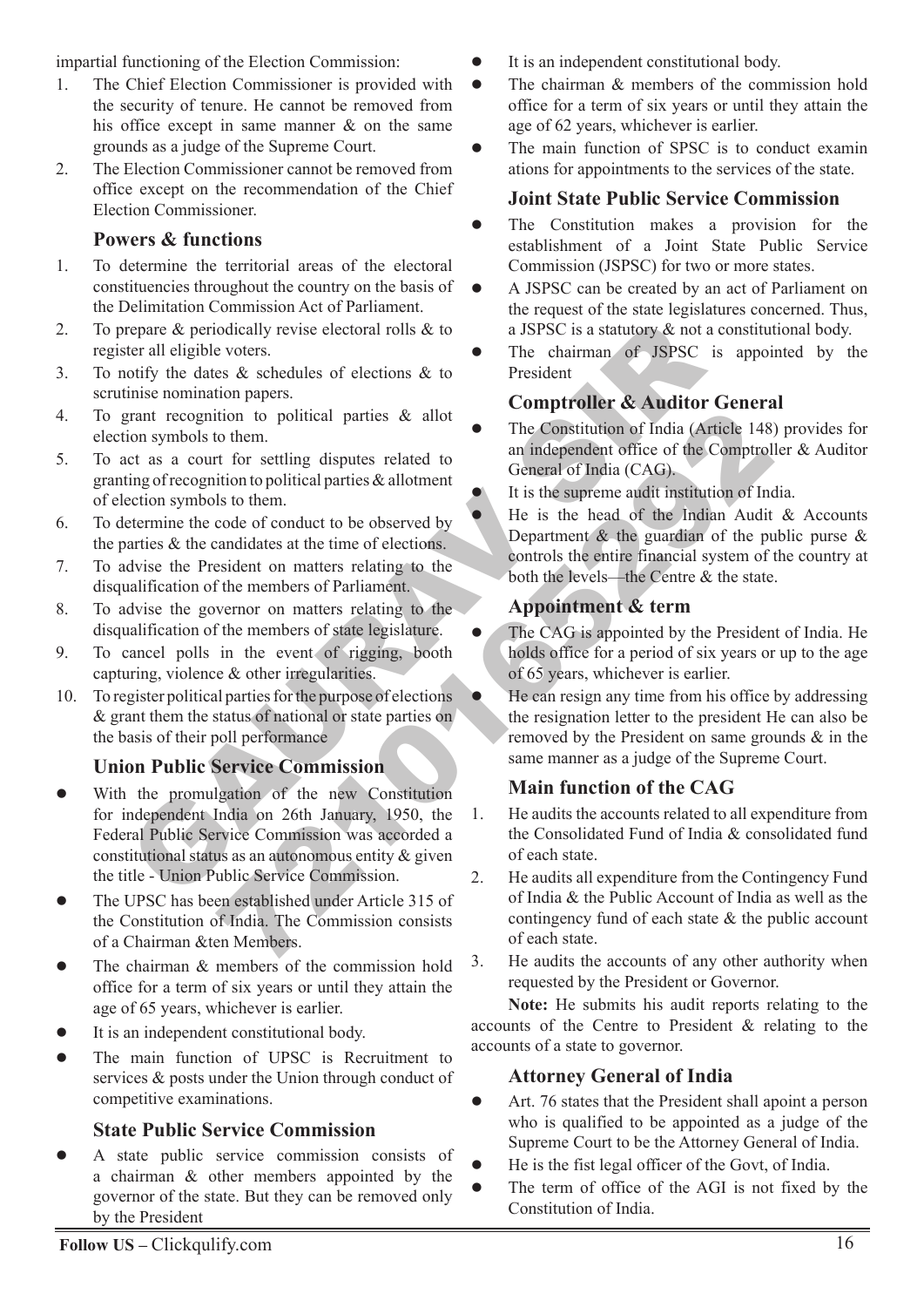impartial functioning of the Election Commission:

1. The Chief Election Commissioner is provided with the security of tenure. He cannot be removed from his office except in same manner & on the same grounds as a judge of the Supreme Court.
2. The Election Commissioner cannot be removed from office except on the recommendation of the Chief Election Commissioner.

### Powers & functions

1. To determine the territorial areas of the electoral constituencies throughout the country on the basis of the Delimitation Commission Act of Parliament.
2. To prepare & periodically revise electoral rolls & to register all eligible voters.
3. To notify the dates & schedules of elections & to scrutinise nomination papers.
4. To grant recognition to political parties & allot election symbols to them.
5. To act as a court for settling disputes related to granting of recognition to political parties & allotment of election symbols to them.
6. To determine the code of conduct to be observed by the parties & the candidates at the time of elections.
7. To advise the President on matters relating to the disqualification of the members of Parliament.
8. To advise the governor on matters relating to the disqualification of the members of state legislature.
9. To cancel polls in the event of rigging, booth capturing, violence & other irregularities.
10. To register political parties for the purpose of elections & grant them the status of national or state parties on the basis of their poll performance

### Union Public Service Commission

- With the promulgation of the new Constitution for independent India on 26th January, 1950, the Federal Public Service Commission was accorded a constitutional status as an autonomous entity & given the title - Union Public Service Commission.
- The UPSC has been established under Article 315 of the Constitution of India. The Commission consists of a Chairman &ten Members.
- The chairman & members of the commission hold office for a term of six years or until they attain the age of 65 years, whichever is earlier.
- It is an independent constitutional body.
- The main function of UPSC is Recruitment to services & posts under the Union through conduct of competitive examinations.

### State Public Service Commission

- A state public service commission consists of a chairman & other members appointed by the governor of the state. But they can be removed only by the President
- It is an independent constitutional body.
- The chairman & members of the commission hold office for a term of six years or until they attain the age of 62 years, whichever is earlier.
- The main function of SPSC is to conduct examin ations for appointments to the services of the state.

### Joint State Public Service Commission

- The Constitution makes a provision for the establishment of a Joint State Public Service Commission (JSPSC) for two or more states.
- A JSPSC can be created by an act of Parliament on the request of the state legislatures concerned. Thus, a JSPSC is a statutory & not a constitutional body.
- The chairman of JSPSC is appointed by the President

### Comptroller & Auditor General

- The Constitution of India (Article 148) provides for an independent office of the Comptroller & Auditor General of India (CAG).
- It is the supreme audit institution of India.
- He is the head of the Indian Audit & Accounts Department & the guardian of the public purse & controls the entire financial system of the country at both the levels—the Centre & the state.

### Appointment & term

- The CAG is appointed by the President of India. He holds office for a period of six years or up to the age of 65 years, whichever is earlier.
- He can resign any time from his office by addressing the resignation letter to the president He can also be removed by the President on same grounds & in the same manner as a judge of the Supreme Court.

### Main function of the CAG

1. He audits the accounts related to all expenditure from the Consolidated Fund of India & consolidated fund of each state.
2. He audits all expenditure from the Contingency Fund of India & the Public Account of India as well as the contingency fund of each state & the public account of each state.
3. He audits the accounts of any other authority when requested by the President or Governor.

**Note:** He submits his audit reports relating to the accounts of the Centre to President & relating to the accounts of a state to governor.

### Attorney General of India

- Art. 76 states that the President shall apoint a person who is qualified to be appointed as a judge of the Supreme Court to be the Attorney General of India.
- He is the fist legal officer of the Govt, of India.
- The term of office of the AGI is not fixed by the Constitution of India.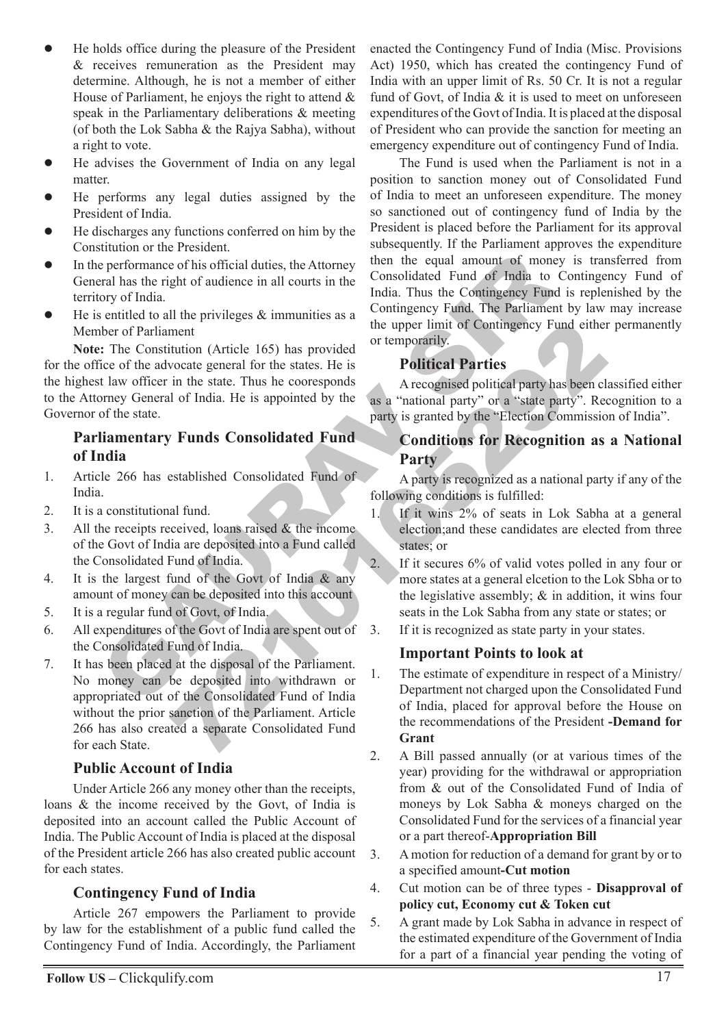- He holds office during the pleasure of the President & receives remuneration as the President may determine. Although, he is not a member of either House of Parliament, he enjoys the right to attend & speak in the Parliamentary deliberations & meeting (of both the Lok Sabha & the Rajya Sabha), without a right to vote.
- He advises the Government of India on any legal matter.
- He performs any legal duties assigned by the President of India.
- He discharges any functions conferred on him by the Constitution or the President.
- In the performance of his official duties, the Attorney General has the right of audience in all courts in the territory of India.
- He is entitled to all the privileges & immunities as a Member of Parliament

**Note:** The Constitution (Article 165) has provided for the office of the advocate general for the states. He is the highest law officer in the state. Thus he cooresponds to the Attorney General of India. He is appointed by the Governor of the state.

### Parliamentary Funds Consolidated Fund of India

1. Article 266 has established Consolidated Fund of India.
2. It is a constitutional fund.
3. All the receipts received, loans raised & the income of the Govt of India are deposited into a Fund called the Consolidated Fund of India.
4. It is the largest fund of the Govt of India & any amount of money can be deposited into this account
5. It is a regular fund of Govt, of India.
6. All expenditures of the Govt of India are spent out of the Consolidated Fund of India.
7. It has been placed at the disposal of the Parliament. No money can be deposited into withdrawn or appropriated out of the Consolidated Fund of India without the prior sanction of the Parliament. Article 266 has also created a separate Consolidated Fund for each State.

### Public Account of India

Under Article 266 any money other than the receipts, loans & the income received by the Govt, of India is deposited into an account called the Public Account of India. The Public Account of India is placed at the disposal of the President article 266 has also created public account for each states.

### Contingency Fund of India

Article 267 empowers the Parliament to provide by law for the establishment of a public fund called the Contingency Fund of India. Accordingly, the Parliament enacted the Contingency Fund of India (Misc. Provisions Act) 1950, which has created the contingency Fund of India with an upper limit of Rs. 50 Cr. It is not a regular fund of Govt, of India & it is used to meet on unforeseen expenditures of the Govt of India. It is placed at the disposal of President who can provide the sanction for meeting an emergency expenditure out of contingency Fund of India.

The Fund is used when the Parliament is not in a position to sanction money out of Consolidated Fund of India to meet an unforeseen expenditure. The money so sanctioned out of contingency fund of India by the President is placed before the Parliament for its approval subsequently. If the Parliament approves the expenditure then the equal amount of money is transferred from Consolidated Fund of India to Contingency Fund of India. Thus the Contingency Fund is replenished by the Contingency Fund. The Parliament by law may increase the upper limit of Contingency Fund either permanently or temporarily.

### Political Parties

A recognised political party has been classified either as a "national party" or a "state party". Recognition to a party is granted by the "Election Commission of India".

### Conditions for Recognition as a National Party

A party is recognized as a national party if any of the following conditions is fulfilled:

1. If it wins 2% of seats in Lok Sabha at a general election;and these candidates are elected from three states; or
2. If it secures 6% of valid votes polled in any four or more states at a general elcetion to the Lok Sbha or to the legislative assembly; & in addition, it wins four seats in the Lok Sabha from any state or states; or
3. If it is recognized as state party in your states.

### Important Points to look at

1. The estimate of expenditure in respect of a Ministry/ Department not charged upon the Consolidated Fund of India, placed for approval before the House on the recommendations of the President **-Demand for Grant**
2. A Bill passed annually (or at various times of the year) providing for the withdrawal or appropriation from & out of the Consolidated Fund of India of moneys by Lok Sabha & moneys charged on the Consolidated Fund for the services of a financial year or a part thereof-**Appropriation Bill**
3. A motion for reduction of a demand for grant by or to a specified amount**-Cut motion**
4. Cut motion can be of three types - **Disapproval of policy cut, Economy cut & Token cut**
5. A grant made by Lok Sabha in advance in respect of the estimated expenditure of the Government of India for a part of a financial year pending the voting of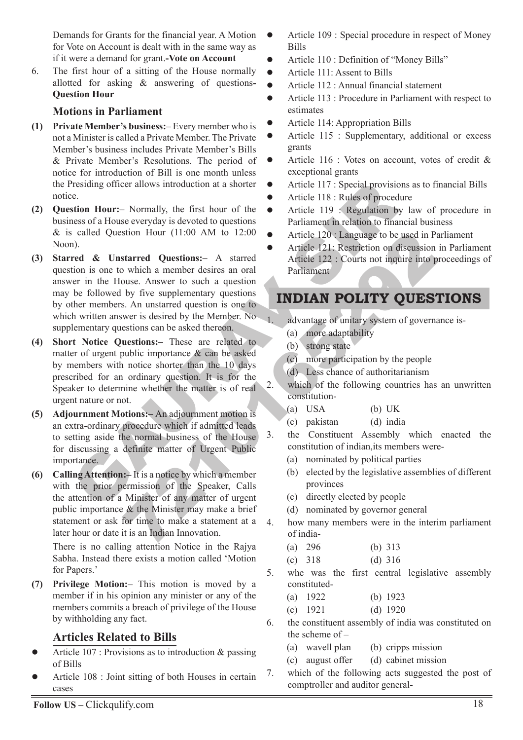Demands for Grants for the financial year. A Motion for Vote on Account is dealt with in the same way as if it were a demand for grant.**-Vote on Account**

6. The first hour of a sitting of the House normally allotted for asking & answering of questions**- Question Hour**

### Motions in Parliament

**(1) Private Member's business:–** Every member who is not a Minister is called a Private Member. The Private Member's business includes Private Member's Bills & Private Member's Resolutions. The period of notice for introduction of Bill is one month unless the Presiding officer allows introduction at a shorter notice.

**(2) Question Hour:–** Normally, the first hour of the business of a House everyday is devoted to questions & is called Question Hour (11:00 AM to 12:00 Noon).

**(3) Starred & Unstarred Questions:–** A starred question is one to which a member desires an oral answer in the House. Answer to such a question may be followed by five supplementary questions by other members. An unstarred question is one to which written answer is desired by the Member. No supplementary questions can be asked thereon.

**(4) Short Notice Questions:–** These are related to matter of urgent public importance & can be asked by members with notice shorter than the 10 days prescribed for an ordinary question. It is for the Speaker to determine whether the matter is of real urgent nature or not.

**(5) Adjournment Motions:–** An adjournment motion is an extra-ordinary procedure which if admitted leads to setting aside the normal business of the House for discussing a definite matter of Urgent Public importance.

**(6) Calling Attention:–** It is a notice by which a member with the prior permission of the Speaker, Calls the attention of a Minister of any matter of urgent public importance & the Minister may make a brief statement or ask for time to make a statement at a later hour or date it is an Indian Innovation.

There is no calling attention Notice in the Rajya Sabha. Instead there exists a motion called 'Motion for Papers.'

**(7) Privilege Motion:–** This motion is moved by a member if in his opinion any minister or any of the members commits a breach of privilege of the House by withholding any fact.

### Articles Related to Bills

- Article 107 : Provisions as to introduction & passing of Bills
- Article 108 : Joint sitting of both Houses in certain cases
- Article 109 : Special procedure in respect of Money Bills
- Article 110 : Definition of "Money Bills"
- Article 111: Assent to Bills
- Article 112 : Annual financial statement
- Article 113 : Procedure in Parliament with respect to estimates
- Article 114: Appropriation Bills
- Article 115 : Supplementary, additional or excess grants
- Article 116 : Votes on account, votes of credit & exceptional grants
- Article 117 : Special provisions as to financial Bills
- Article 118 : Rules of procedure
- Article 119 : Regulation by law of procedure in Parliament in relation to financial business
- Article 120 : Language to be used in Parliament
- Article 121: Restriction on discussion in Parliament Article 122 : Courts not inquire into proceedings of Parliament

## INDIAN POLITY QUESTIONS

1. advantage of unitary system of governance is-
   (a) more adaptability
   (b) strong state
   (c) more participation by the people
   (d) Less chance of authoritarianism

2. which of the following countries has an unwritten constitution-
   (a) USA (b) UK
   (c) pakistan (d) india

3. the Constituent Assembly which enacted the constitution of indian,its members were-
   (a) nominated by political parties
   (b) elected by the legislative assemblies of different provinces
   (c) directly elected by people
   (d) nominated by governor general

4. how many members were in the interim parliament of india-
   (a) 296 (b) 313
   (c) 318 (d) 316

5. whe was the first central legislative assembly constituted-
   (a) 1922 (b) 1923
   (c) 1921 (d) 1920

6. the constituent assembly of india was constituted on the scheme of –
   (a) wavell plan (b) cripps mission
   (c) august offer (d) cabinet mission

7. which of the following acts suggested the post of comptroller and auditor general-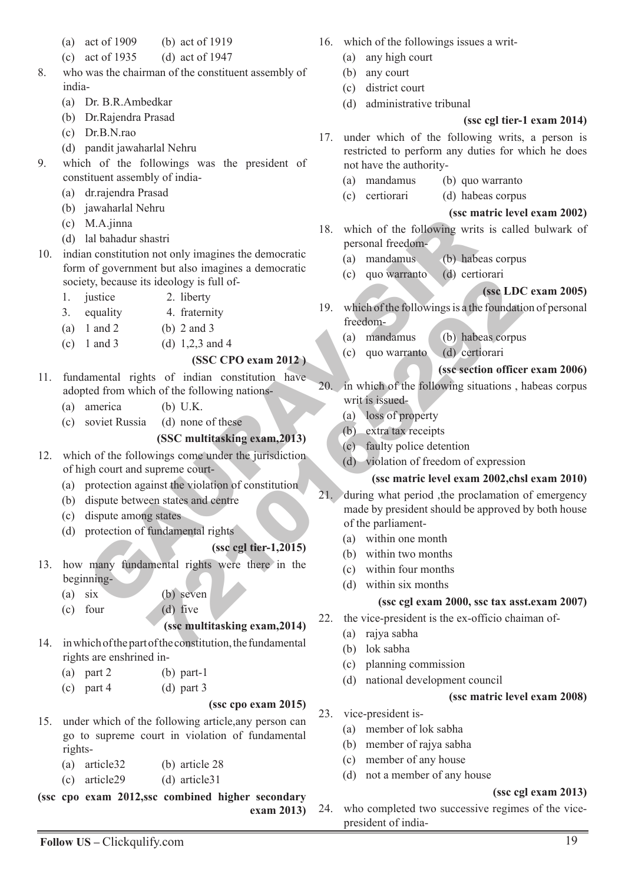(a) act of 1909 (b) act of 1919
(c) act of 1935 (d) act of 1947

8. who was the chairman of the constituent assembly of india-
   (a) Dr. B.R.Ambedkar
   (b) Dr.Rajendra Prasad
   (c) Dr.B.N.rao
   (d) pandit jawaharlal Nehru

9. which of the followings was the president of constituent assembly of india-
   (a) dr.rajendra Prasad
   (b) jawaharlal Nehru
   (c) M.A.jinna
   (d) lal bahadur shastri

10. indian constitution not only imagines the democratic form of government but also imagines a democratic society, because its ideology is full of-
    1. justice 2. liberty
    3. equality 4. fraternity
    (a) 1 and 2 (b) 2 and 3
    (c) 1 and 3 (d) 1,2,3 and 4

    **(SSC CPO exam 2012 )**

11. fundamental rights of indian constitution have adopted from which of the following nations-
    (a) america (b) U.K.
    (c) soviet Russia (d) none of these

    **(SSC multitasking exam,2013)**

12. which of the followings come under the jurisdiction of high court and supreme court-
    (a) protection against the violation of constitution
    (b) dispute between states and centre
    (c) dispute among states
    (d) protection of fundamental rights

    **(ssc cgl tier-1,2015)**

13. how many fundamental rights were there in the beginning-
    (a) six (b) seven
    (c) four (d) five

    **(ssc multitasking exam,2014)**

14. in which of the part of the constitution, the fundamental rights are enshrined in-
    (a) part 2 (b) part-1
    (c) part 4 (d) part 3

    **(ssc cpo exam 2015)**

15. under which of the following article,any person can go to supreme court in violation of fundamental rights-
    (a) article32 (b) article 28
    (c) article29 (d) article31

    **(ssc cpo exam 2012,ssc combined higher secondary exam 2013)**

16. which of the followings issues a writ-
    (a) any high court
    (b) any court
    (c) district court
    (d) administrative tribunal

    **(ssc cgl tier-1 exam 2014)**

17. under which of the following writs, a person is restricted to perform any duties for which he does not have the authority-
    (a) mandamus (b) quo warranto
    (c) certiorari (d) habeas corpus

    **(ssc matric level exam 2002)**

18. which of the following writs is called bulwark of personal freedom-
    (a) mandamus (b) habeas corpus
    (c) quo warranto (d) certiorari

    **(ssc LDC exam 2005)**

19. which of the followings is a the foundation of personal freedom-
    (a) mandamus (b) habeas corpus
    (c) quo warranto (d) certiorari

    **(ssc section officer exam 2006)**

20. in which of the following situations , habeas corpus writ is issued-
    (a) loss of property
    (b) extra tax receipts
    (c) faulty police detention
    (d) violation of freedom of expression

    **(ssc matric level exam 2002,chsl exam 2010)**

21. during what period ,the proclamation of emergency made by president should be approved by both house of the parliament-
    (a) within one month
    (b) within two months
    (c) within four months
    (d) within six months

    **(ssc cgl exam 2000, ssc tax asst.exam 2007)**

22. the vice-president is the ex-officio chaiman of-
    (a) rajya sabha
    (b) lok sabha
    (c) planning commission
    (d) national development council

    **(ssc matric level exam 2008)**

23. vice-president is-
    (a) member of lok sabha
    (b) member of rajya sabha
    (c) member of any house
    (d) not a member of any house

    **(ssc cgl exam 2013)**

24. who completed two successive regimes of the vice-president of india-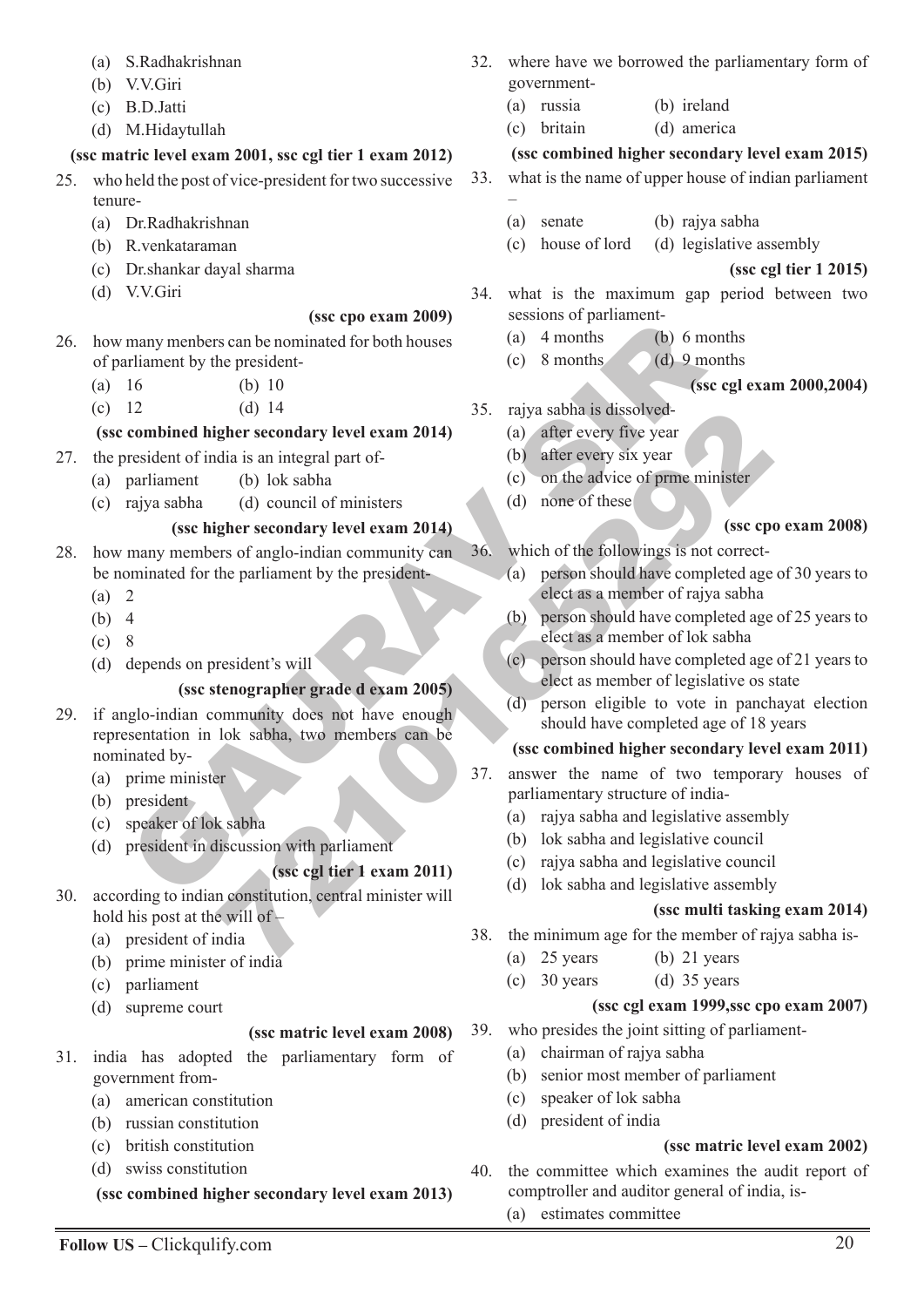(a) S.Radhakrishnan
(b) V.V.Giri
(c) B.D.Jatti
(d) M.Hidaytullah

**(ssc matric level exam 2001, ssc cgl tier 1 exam 2012)**

25. who held the post of vice-president for two successive tenure-
 (a) Dr.Radhakrishnan
 (b) R.venkataraman
 (c) Dr.shankar dayal sharma
 (d) V.V.Giri

**(ssc cpo exam 2009)**

26. how many members can be nominated for both houses of parliament by the president-
 (a) 16 (b) 10
 (c) 12 (d) 14

**(ssc combined higher secondary level exam 2014)**

27. the president of india is an integral part of-
 (a) parliament (b) lok sabha
 (c) rajya sabha (d) council of ministers

**(ssc higher secondary level exam 2014)**

28. how many members of anglo-indian community can be nominated for the parliament by the president-
 (a) 2
 (b) 4
 (c) 8
 (d) depends on president's will

**(ssc stenographer grade d exam 2005)**

29. if anglo-indian community does not have enough representation in lok sabha, two members can be nominated by-
 (a) prime minister
 (b) president
 (c) speaker of lok sabha
 (d) president in discussion with parliament

**(ssc cgl tier 1 exam 2011)**

30. according to indian constitution, central minister will hold his post at the will of –
 (a) president of india
 (b) prime minister of india
 (c) parliament
 (d) supreme court

**(ssc matric level exam 2008)**

31. india has adopted the parliamentary form of government from-
 (a) american constitution
 (b) russian constitution
 (c) british constitution
 (d) swiss constitution

**(ssc combined higher secondary level exam 2013)**

32. where have we borrowed the parliamentary form of government-
 (a) russia (b) ireland
 (c) britain (d) america

**(ssc combined higher secondary level exam 2015)**

33. what is the name of upper house of indian parliament –
 (a) senate (b) rajya sabha
 (c) house of lord (d) legislative assembly

**(ssc cgl tier 1 2015)**

34. what is the maximum gap period between two sessions of parliament-
 (a) 4 months (b) 6 months
 (c) 8 months (d) 9 months

**(ssc cgl exam 2000,2004)**

35. rajya sabha is dissolved-
 (a) after every five year
 (b) after every six year
 (c) on the advice of prme minister
 (d) none of these

**(ssc cpo exam 2008)**

36. which of the followings is not correct-
 (a) person should have completed age of 30 years to elect as a member of rajya sabha
 (b) person should have completed age of 25 years to elect as a member of lok sabha
 (c) person should have completed age of 21 years to elect as member of legislative os state
 (d) person eligible to vote in panchayat election should have completed age of 18 years

**(ssc combined higher secondary level exam 2011)**

37. answer the name of two temporary houses of parliamentary structure of india-
 (a) rajya sabha and legislative assembly
 (b) lok sabha and legislative council
 (c) rajya sabha and legislative council
 (d) lok sabha and legislative assembly

**(ssc multi tasking exam 2014)**

38. the minimum age for the member of rajya sabha is-
 (a) 25 years (b) 21 years
 (c) 30 years (d) 35 years

**(ssc cgl exam 1999,ssc cpo exam 2007)**

39. who presides the joint sitting of parliament-
 (a) chairman of rajya sabha
 (b) senior most member of parliament
 (c) speaker of lok sabha
 (d) president of india

**(ssc matric level exam 2002)**

40. the committee which examines the audit report of comptroller and auditor general of india, is-
 (a) estimates committee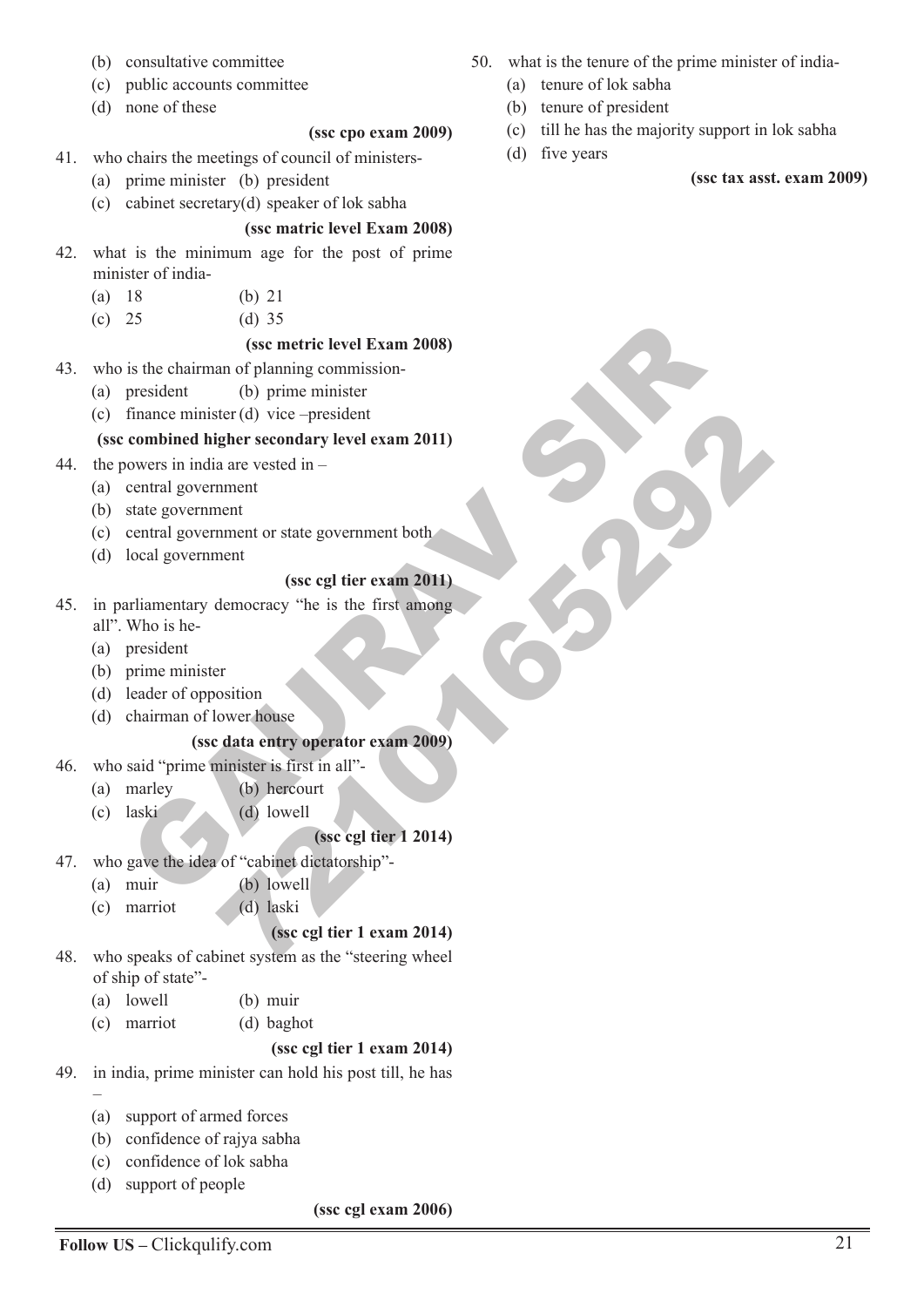(b) consultative committee
(c) public accounts committee
(d) none of these

**(ssc cpo exam 2009)**

41. who chairs the meetings of council of ministers-
   (a) prime minister (b) president
   (c) cabinet secretary (d) speaker of lok sabha

**(ssc matric level Exam 2008)**

42. what is the minimum age for the post of prime minister of india-
   (a) 18 (b) 21
   (c) 25 (d) 35

**(ssc metric level Exam 2008)**

43. who is the chairman of planning commission-
   (a) president (b) prime minister
   (c) finance minister (d) vice –president

**(ssc combined higher secondary level exam 2011)**

44. the powers in india are vested in –
   (a) central government
   (b) state government
   (c) central government or state government both
   (d) local government

**(ssc cgl tier exam 2011)**

45. in parliamentary democracy "he is the first among all". Who is he-
   (a) president
   (b) prime minister
   (d) leader of opposition
   (d) chairman of lower house

**(ssc data entry operator exam 2009)**

46. who said "prime minister is first in all"-
   (a) marley (b) hercourt
   (c) laski (d) lowell

**(ssc cgl tier 1 2014)**

47. who gave the idea of "cabinet dictatorship"-
   (a) muir (b) lowell
   (c) marriot (d) laski

**(ssc cgl tier 1 exam 2014)**

48. who speaks of cabinet system as the "steering wheel of ship of state"-
   (a) lowell (b) muir
   (c) marriot (d) baghot

**(ssc cgl tier 1 exam 2014)**

49. in india, prime minister can hold his post till, he has –
   (a) support of armed forces
   (b) confidence of rajya sabha
   (c) confidence of lok sabha
   (d) support of people

**(ssc cgl exam 2006)**

50. what is the tenure of the prime minister of india-
   (a) tenure of lok sabha
   (b) tenure of president
   (c) till he has the majority support in lok sabha
   (d) five years

**(ssc tax asst. exam 2009)**

**Follow US –** Clickqulify.com